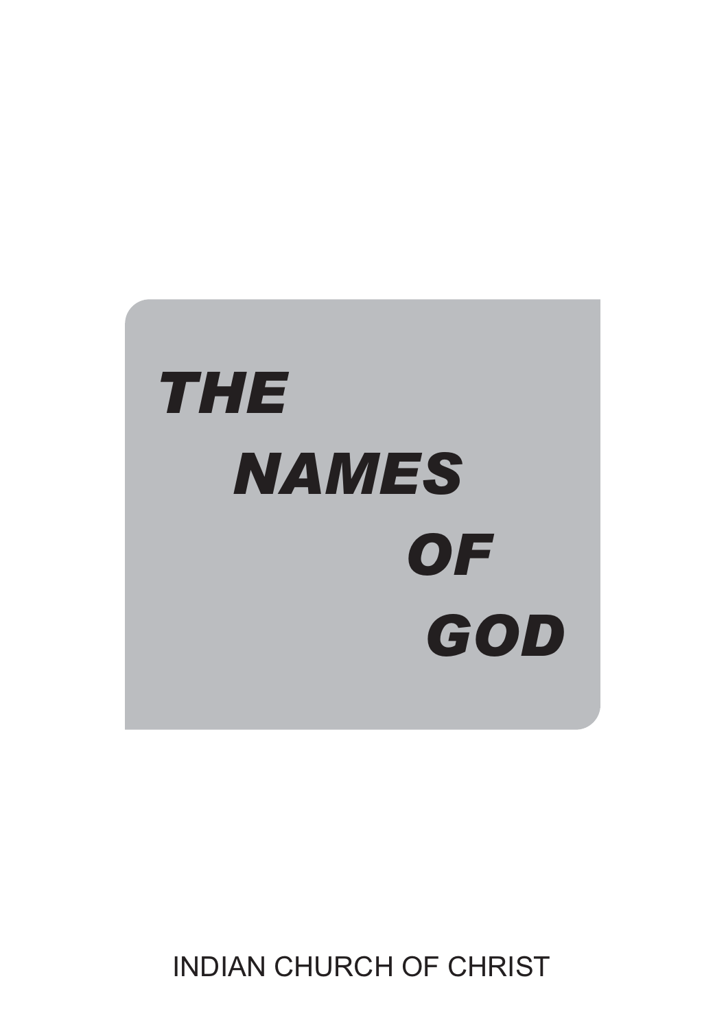# THE NAMES OF GOD

INDIAN CHURCH OF CHRIST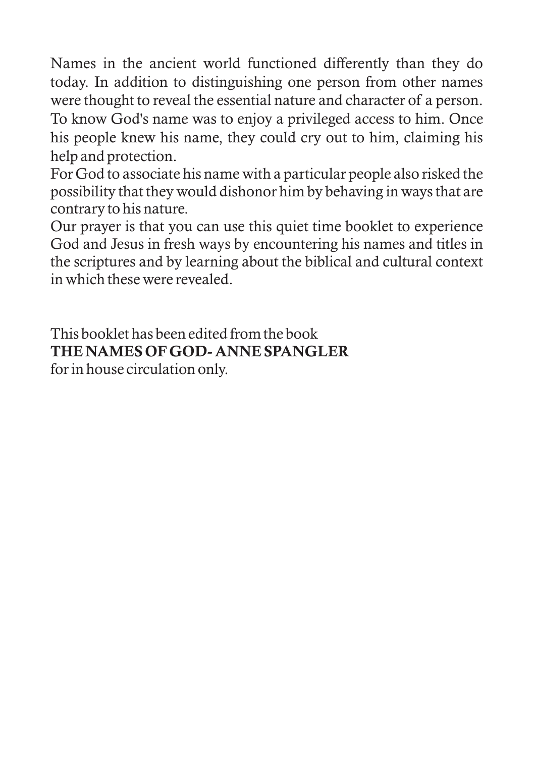Names in the ancient world functioned differently than they do today. In addition to distinguishing one person from other names were thought to reveal the essential nature and character of a person. To know God's name was to enjoy a privileged access to him. Once his people knew his name, they could cry out to him, claiming his help and protection.

For God to associate his name with a particular people also risked the possibility that they would dishonor him by behaving in ways that are contrary to his nature.

Our prayer is that you can use this quiet time booklet to experience God and Jesus in fresh ways by encountering his names and titles in the scriptures and by learning about the biblical and cultural context in which these were revealed.

This booklet has been edited from the book
**THE NAMES OF GOD- ANNE SPANGLER**
for in house circulation only.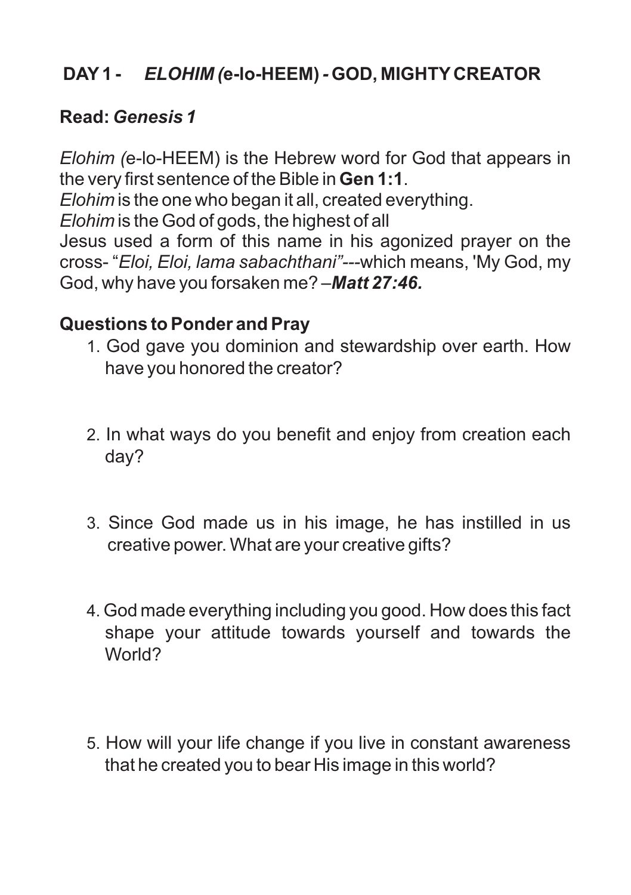## DAY 1 - *ELOHIM (*e-lo-HEEM) - GOD, MIGHTY CREATOR

**Read:** ***Genesis 1***

*Elohim (*e-lo-HEEM) is the Hebrew word for God that appears in the very first sentence of the Bible in **Gen 1:1**.
*Elohim* is the one who began it all, created everything.
*Elohim* is the God of gods, the highest of all
Jesus used a form of this name in his agonized prayer on the cross- "*Eloi, Eloi, lama sabachthani"*---which means, 'My God, my God, why have you forsaken me? –***Matt 27:46.***

### Questions to Ponder and Pray

1. God gave you dominion and stewardship over earth. How have you honored the creator?

2. In what ways do you benefit and enjoy from creation each day?

3. Since God made us in his image, he has instilled in us creative power. What are your creative gifts?

4. God made everything including you good. How does this fact shape your attitude towards yourself and towards the World?

5. How will your life change if you live in constant awareness that he created you to bear His image in this world?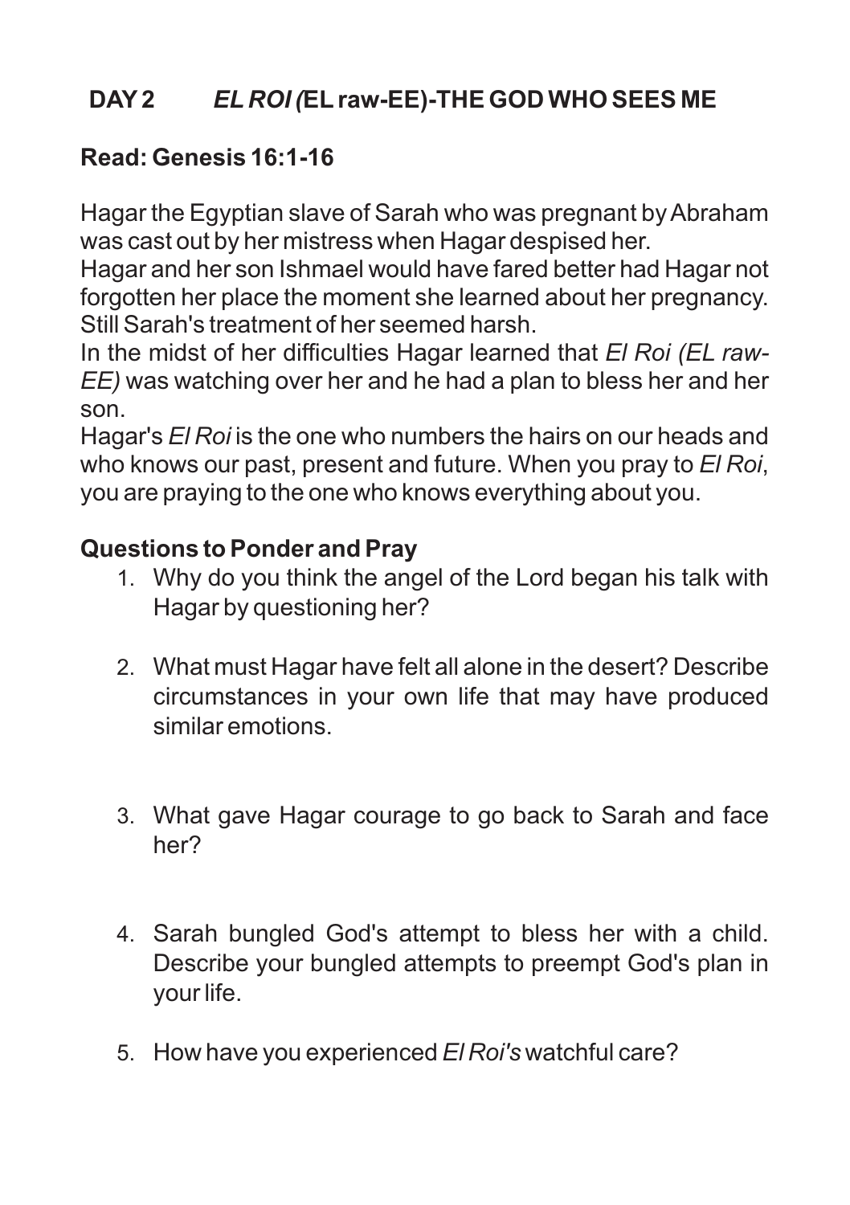## DAY 2 *EL ROI (*EL raw-EE)-THE GOD WHO SEES ME

**Read: Genesis 16:1-16**

Hagar the Egyptian slave of Sarah who was pregnant by Abraham was cast out by her mistress when Hagar despised her.
Hagar and her son Ishmael would have fared better had Hagar not forgotten her place the moment she learned about her pregnancy. Still Sarah's treatment of her seemed harsh.
In the midst of her difficulties Hagar learned that *El Roi (EL raw-EE)* was watching over her and he had a plan to bless her and her son.
Hagar's *El Roi* is the one who numbers the hairs on our heads and who knows our past, present and future. When you pray to *El Roi*, you are praying to the one who knows everything about you.

**Questions to Ponder and Pray**

1. Why do you think the angel of the Lord began his talk with Hagar by questioning her?
2. What must Hagar have felt all alone in the desert? Describe circumstances in your own life that may have produced similar emotions.
3. What gave Hagar courage to go back to Sarah and face her?
4. Sarah bungled God's attempt to bless her with a child. Describe your bungled attempts to preempt God's plan in your life.
5. How have you experienced *El Roi's* watchful care?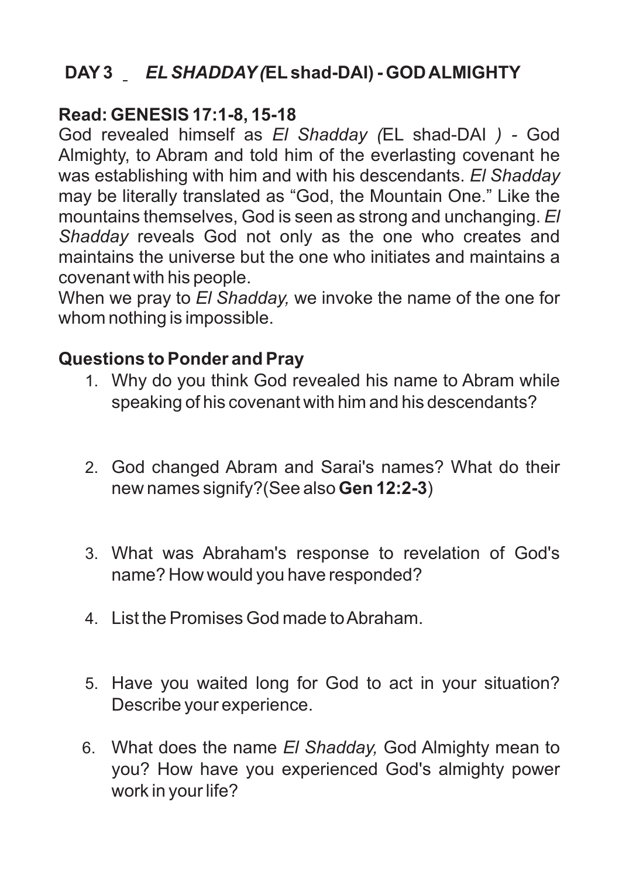## DAY 3 _ *EL SHADDAY (*EL shad-DAI) - GOD ALMIGHTY

**Read: GENESIS 17:1-8, 15-18**

God revealed himself as *El Shadday (*EL shad-DAI *)* - God Almighty, to Abram and told him of the everlasting covenant he was establishing with him and with his descendants. *El Shadday* may be literally translated as "God, the Mountain One." Like the mountains themselves, God is seen as strong and unchanging. *El Shadday* reveals God not only as the one who creates and maintains the universe but the one who initiates and maintains a covenant with his people.

When we pray to *El Shadday,* we invoke the name of the one for whom nothing is impossible.

**Questions to Ponder and Pray**

1. Why do you think God revealed his name to Abram while speaking of his covenant with him and his descendants?

2. God changed Abram and Sarai's names? What do their new names signify?(See also **Gen 12:2-3**)

3. What was Abraham's response to revelation of God's name? How would you have responded?

4. List the Promises God made to Abraham.

5. Have you waited long for God to act in your situation? Describe your experience.

6. What does the name *El Shadday,* God Almighty mean to you? How have you experienced God's almighty power work in your life?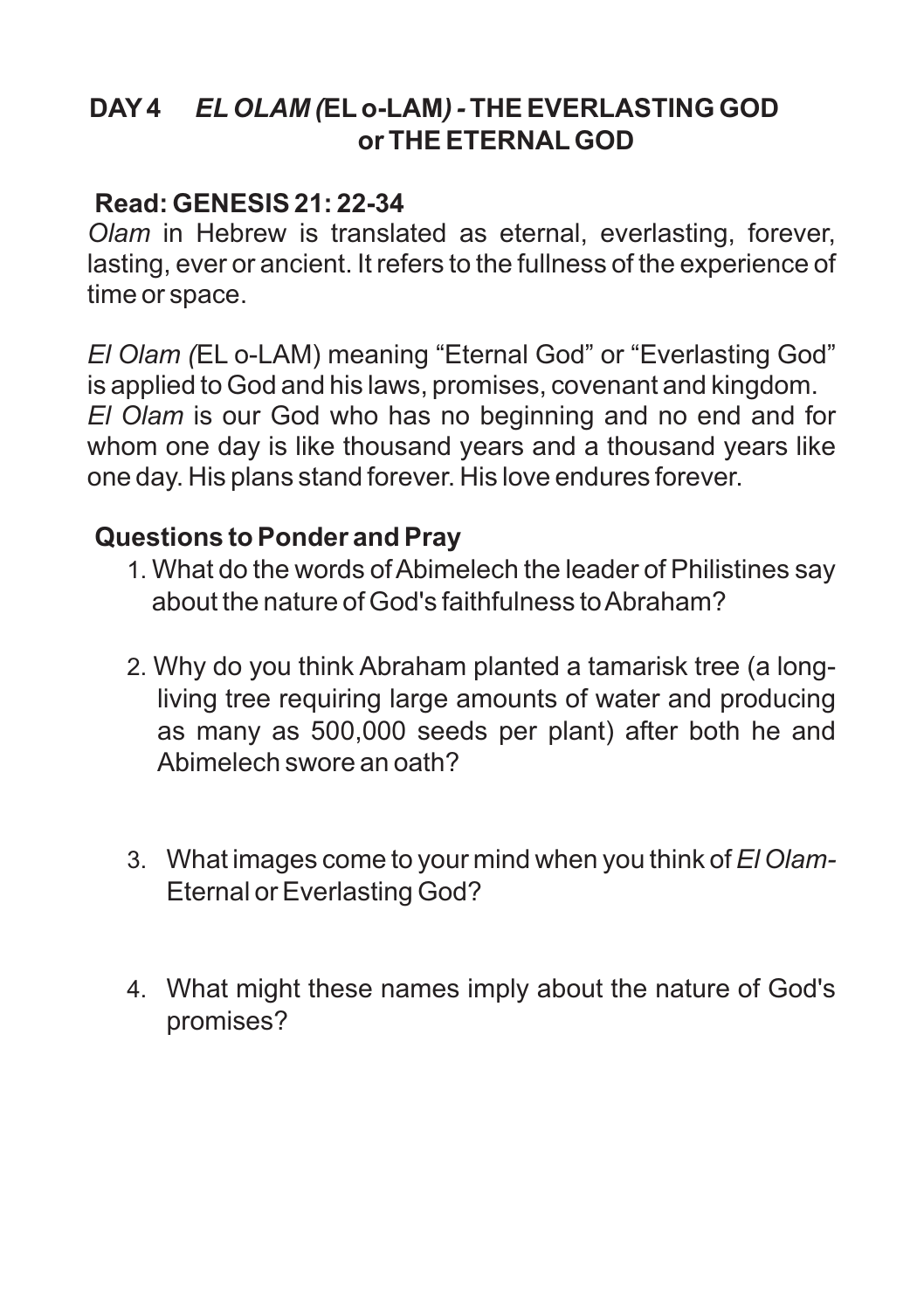## DAY 4 *EL OLAM (*EL o-LAM*) -* THE EVERLASTING GOD or THE ETERNAL GOD

**Read: GENESIS 21: 22-34**

*Olam* in Hebrew is translated as eternal, everlasting, forever, lasting, ever or ancient. It refers to the fullness of the experience of time or space.

*El Olam (*EL o-LAM) meaning "Eternal God" or "Everlasting God" is applied to God and his laws, promises, covenant and kingdom. *El Olam* is our God who has no beginning and no end and for whom one day is like thousand years and a thousand years like one day. His plans stand forever. His love endures forever.

**Questions to Ponder and Pray**

1. What do the words of Abimelech the leader of Philistines say about the nature of God's faithfulness to Abraham?

2. Why do you think Abraham planted a tamarisk tree (a long-living tree requiring large amounts of water and producing as many as 500,000 seeds per plant) after both he and Abimelech swore an oath?

3. What images come to your mind when you think of *El Olam*- Eternal or Everlasting God?

4. What might these names imply about the nature of God's promises?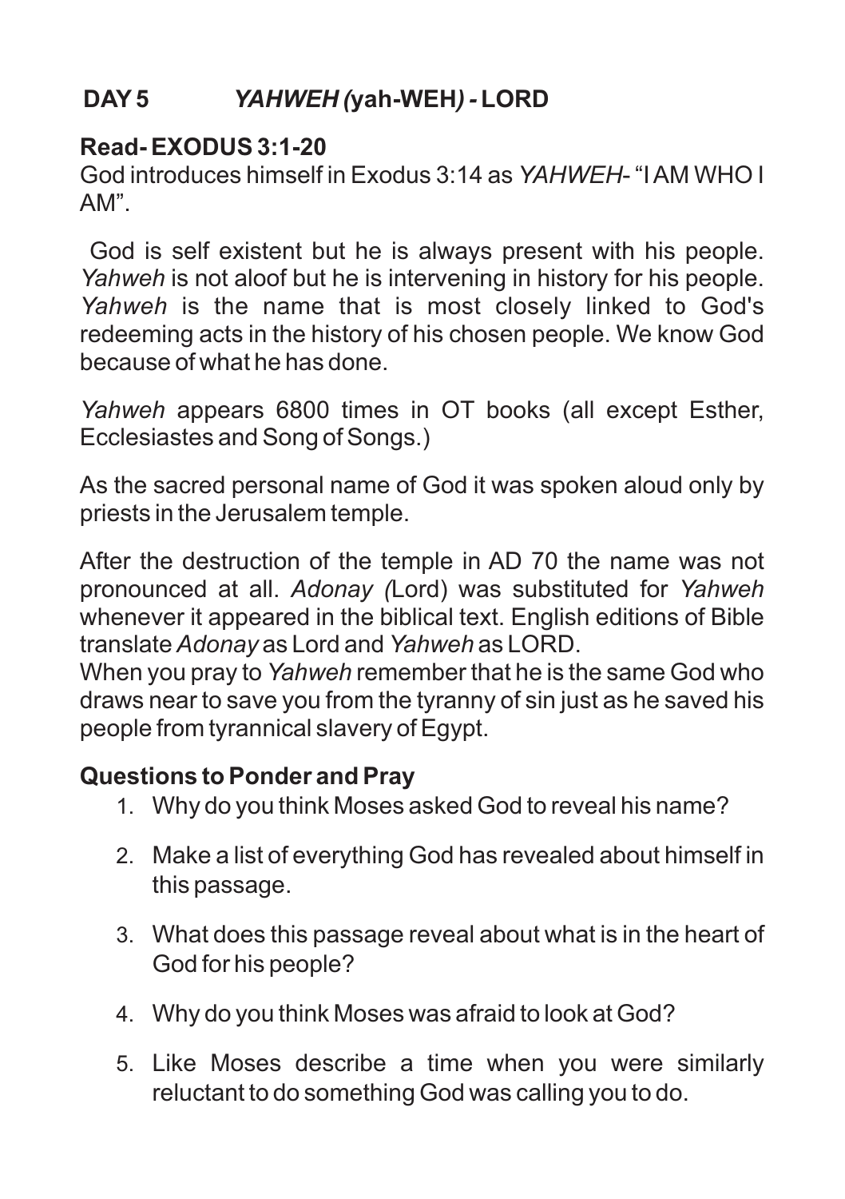## DAY 5 *YAHWEH (*yah-WEH*)* - LORD

**Read- EXODUS 3:1-20**

God introduces himself in Exodus 3:14 as *YAHWEH*- "I AM WHO I AM".

God is self existent but he is always present with his people. *Yahweh* is not aloof but he is intervening in history for his people. *Yahweh* is the name that is most closely linked to God's redeeming acts in the history of his chosen people. We know God because of what he has done.

*Yahweh* appears 6800 times in OT books (all except Esther, Ecclesiastes and Song of Songs.)

As the sacred personal name of God it was spoken aloud only by priests in the Jerusalem temple.

After the destruction of the temple in AD 70 the name was not pronounced at all. *Adonay (*Lord) was substituted for *Yahweh* whenever it appeared in the biblical text. English editions of Bible translate *Adonay* as Lord and *Yahweh* as LORD.

When you pray to *Yahweh* remember that he is the same God who draws near to save you from the tyranny of sin just as he saved his people from tyrannical slavery of Egypt.

**Questions to Ponder and Pray**

1. Why do you think Moses asked God to reveal his name?

2. Make a list of everything God has revealed about himself in this passage.

3. What does this passage reveal about what is in the heart of God for his people?

4. Why do you think Moses was afraid to look at God?

5. Like Moses describe a time when you were similarly reluctant to do something God was calling you to do.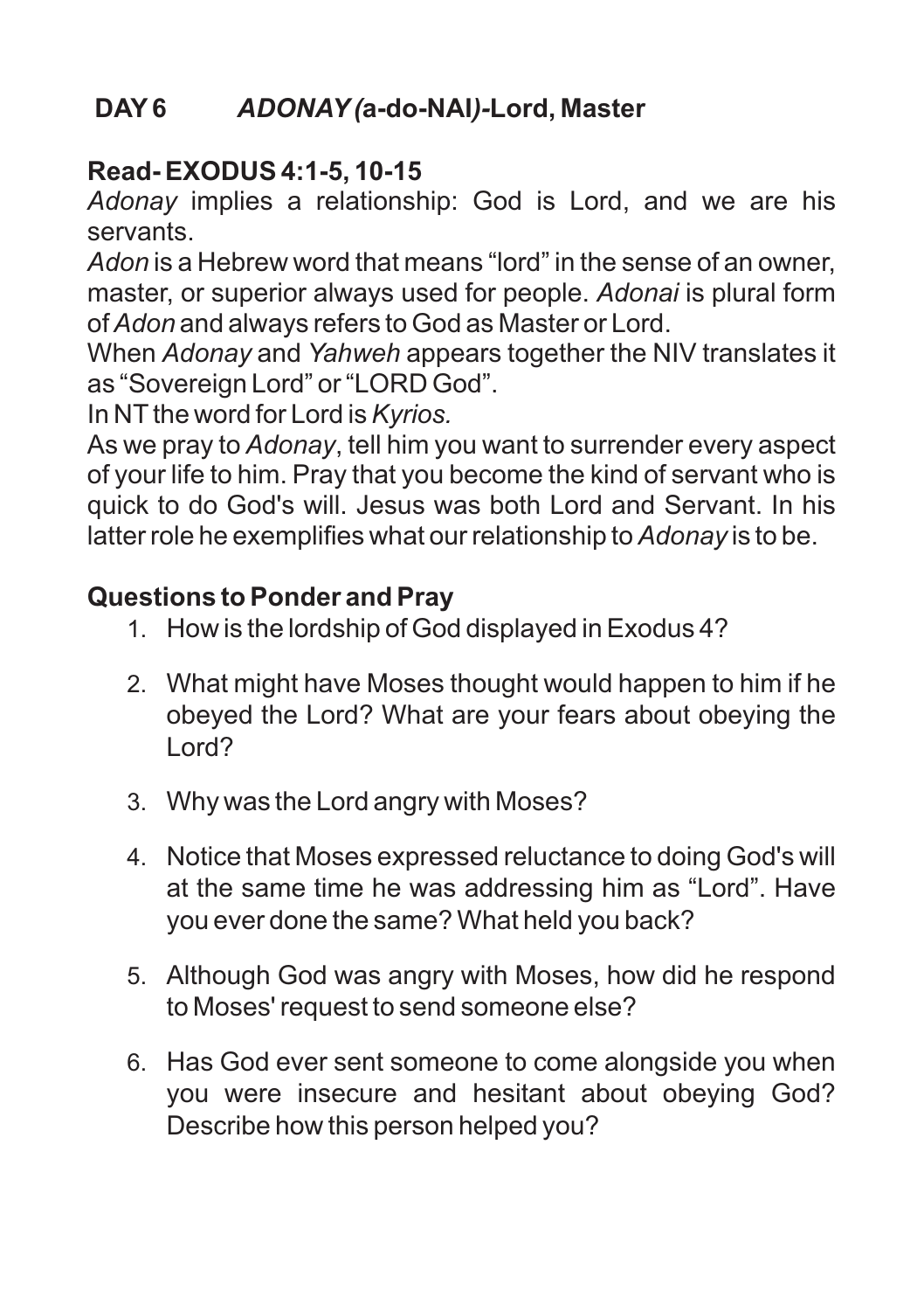## DAY 6 *ADONAY (*a-do-NAI*)*-Lord, Master

**Read- EXODUS 4:1-5, 10-15**

*Adonay* implies a relationship: God is Lord, and we are his servants.

*Adon* is a Hebrew word that means "lord" in the sense of an owner, master, or superior always used for people. *Adonai* is plural form of *Adon* and always refers to God as Master or Lord.

When *Adonay* and *Yahweh* appears together the NIV translates it as "Sovereign Lord" or "LORD God".

In NT the word for Lord is *Kyrios.*

As we pray to *Adonay*, tell him you want to surrender every aspect of your life to him. Pray that you become the kind of servant who is quick to do God's will. Jesus was both Lord and Servant. In his latter role he exemplifies what our relationship to *Adonay* is to be.

**Questions to Ponder and Pray**

1. How is the lordship of God displayed in Exodus 4?
2. What might have Moses thought would happen to him if he obeyed the Lord? What are your fears about obeying the Lord?
3. Why was the Lord angry with Moses?
4. Notice that Moses expressed reluctance to doing God's will at the same time he was addressing him as "Lord". Have you ever done the same? What held you back?
5. Although God was angry with Moses, how did he respond to Moses' request to send someone else?
6. Has God ever sent someone to come alongside you when you were insecure and hesitant about obeying God? Describe how this person helped you?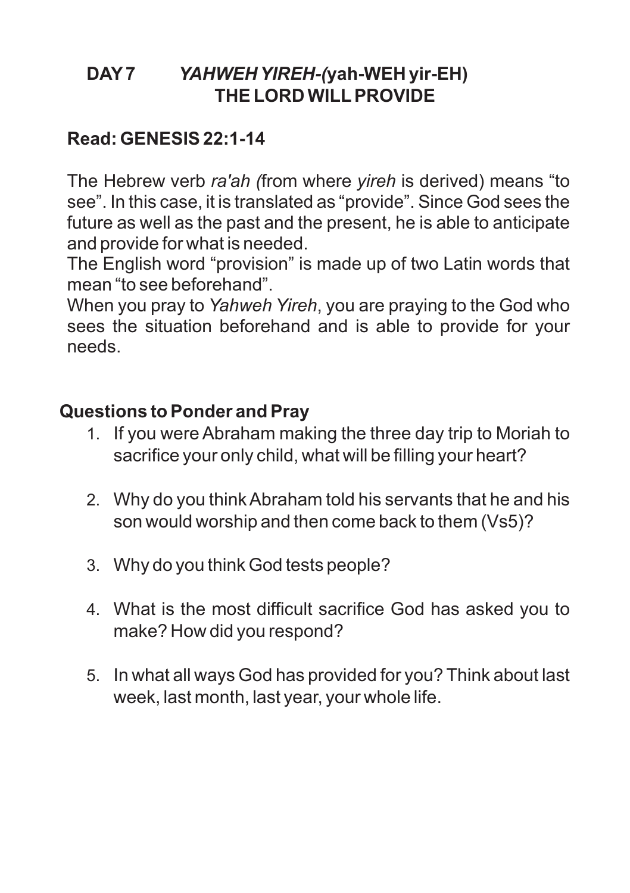## DAY 7 *YAHWEH YIREH-(*yah-WEH yir-EH) THE LORD WILL PROVIDE

**Read: GENESIS 22:1-14**

The Hebrew verb *ra'ah (*from where *yireh* is derived) means "to see". In this case, it is translated as "provide". Since God sees the future as well as the past and the present, he is able to anticipate and provide for what is needed.

The English word "provision" is made up of two Latin words that mean "to see beforehand".

When you pray to *Yahweh Yireh*, you are praying to the God who sees the situation beforehand and is able to provide for your needs.

### Questions to Ponder and Pray

1. If you were Abraham making the three day trip to Moriah to sacrifice your only child, what will be filling your heart?
2. Why do you think Abraham told his servants that he and his son would worship and then come back to them (Vs5)?
3. Why do you think God tests people?
4. What is the most difficult sacrifice God has asked you to make? How did you respond?
5. In what all ways God has provided for you? Think about last week, last month, last year, your whole life.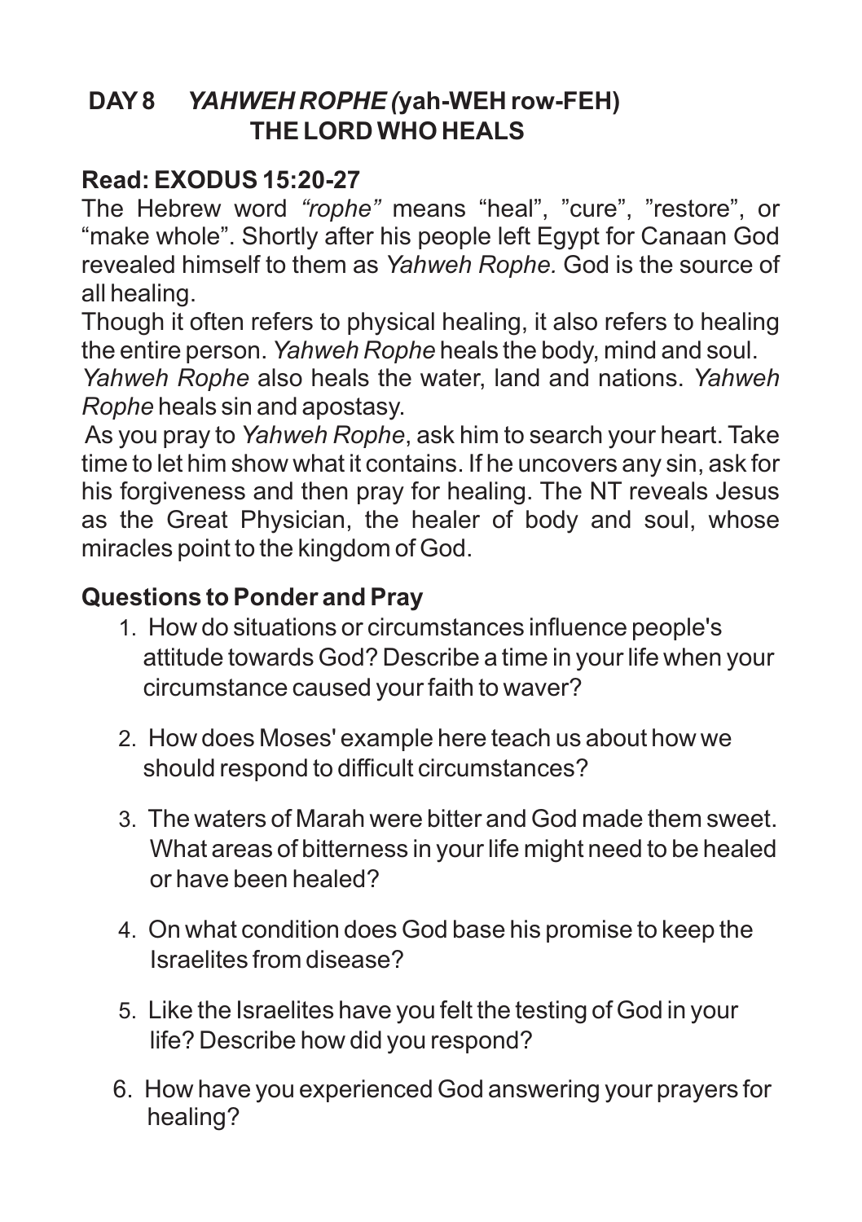## DAY 8 *YAHWEH ROPHE (*yah-WEH row-FEH)
## THE LORD WHO HEALS

**Read: EXODUS 15:20-27**

The Hebrew word *"rophe"* means "heal", "cure", "restore", or "make whole". Shortly after his people left Egypt for Canaan God revealed himself to them as *Yahweh Rophe.* God is the source of all healing.

Though it often refers to physical healing, it also refers to healing the entire person. *Yahweh Rophe* heals the body, mind and soul.

*Yahweh Rophe* also heals the water, land and nations. *Yahweh Rophe* heals sin and apostasy.

As you pray to *Yahweh Rophe*, ask him to search your heart. Take time to let him show what it contains. If he uncovers any sin, ask for his forgiveness and then pray for healing. The NT reveals Jesus as the Great Physician, the healer of body and soul, whose miracles point to the kingdom of God.

**Questions to Ponder and Pray**

1. How do situations or circumstances influence people's attitude towards God? Describe a time in your life when your circumstance caused your faith to waver?

2. How does Moses' example here teach us about how we should respond to difficult circumstances?

3. The waters of Marah were bitter and God made them sweet. What areas of bitterness in your life might need to be healed or have been healed?

4. On what condition does God base his promise to keep the Israelites from disease?

5. Like the Israelites have you felt the testing of God in your life? Describe how did you respond?

6. How have you experienced God answering your prayers for healing?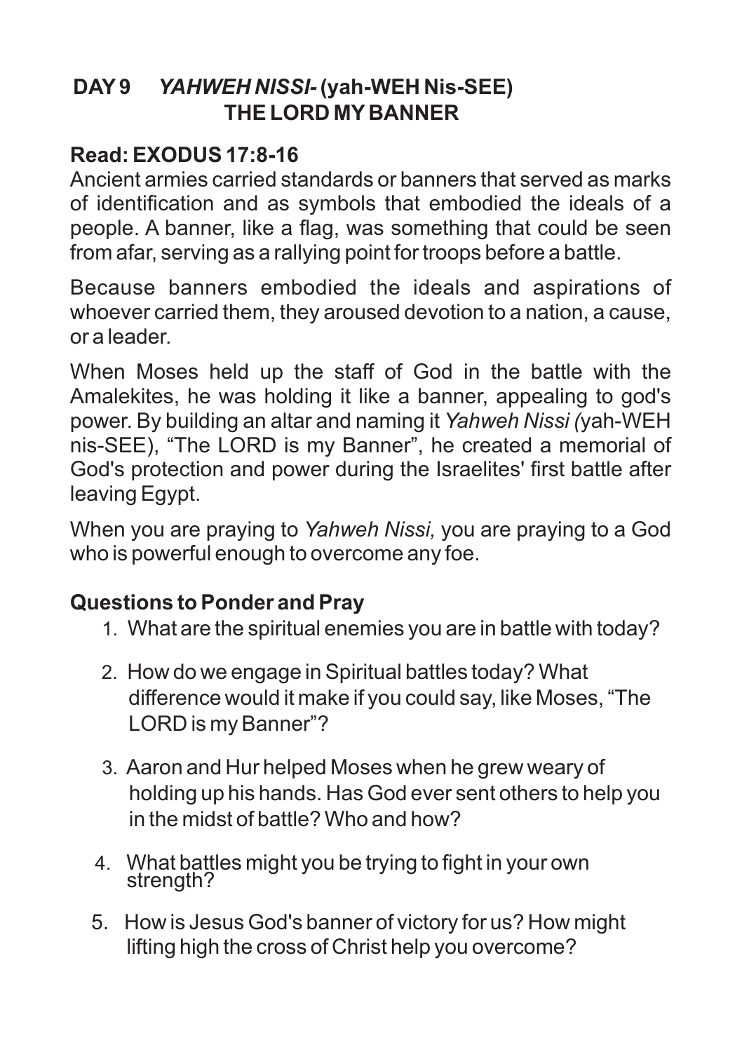## DAY 9 *YAHWEH NISSI*- (yah-WEH Nis-SEE) THE LORD MY BANNER

### Read: EXODUS 17:8-16

Ancient armies carried standards or banners that served as marks of identification and as symbols that embodied the ideals of a people. A banner, like a flag, was something that could be seen from afar, serving as a rallying point for troops before a battle.

Because banners embodied the ideals and aspirations of whoever carried them, they aroused devotion to a nation, a cause, or a leader.

When Moses held up the staff of God in the battle with the Amalekites, he was holding it like a banner, appealing to god's power. By building an altar and naming it *Yahweh Nissi (*yah-WEH nis-SEE), "The LORD is my Banner", he created a memorial of God's protection and power during the Israelites' first battle after leaving Egypt.

When you are praying to *Yahweh Nissi,* you are praying to a God who is powerful enough to overcome any foe.

### Questions to Ponder and Pray

1. What are the spiritual enemies you are in battle with today?
2. How do we engage in Spiritual battles today? What difference would it make if you could say, like Moses, "The LORD is my Banner"?
3. Aaron and Hur helped Moses when he grew weary of holding up his hands. Has God ever sent others to help you in the midst of battle? Who and how?
4. What battles might you be trying to fight in your own strength?
5. How is Jesus God's banner of victory for us? How might lifting high the cross of Christ help you overcome?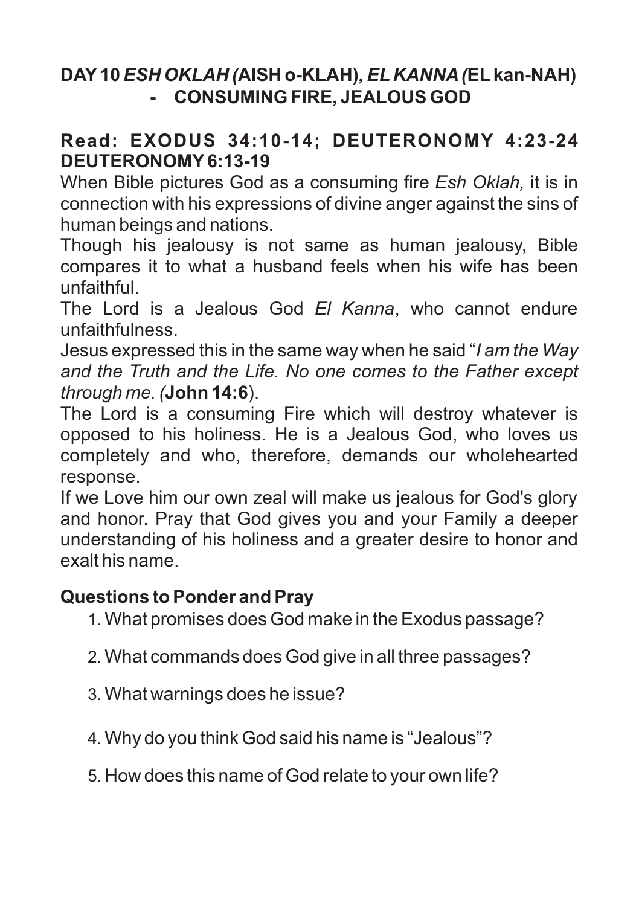## DAY 10 *ESH OKLAH (*AISH o-KLAH)*, EL KANNA (*EL kan-NAH) - CONSUMING FIRE, JEALOUS GOD

**Read: EXODUS 34:10-14; DEUTERONOMY 4:23-24 DEUTERONOMY 6:13-19**

When Bible pictures God as a consuming fire *Esh Oklah,* it is in connection with his expressions of divine anger against the sins of human beings and nations.

Though his jealousy is not same as human jealousy, Bible compares it to what a husband feels when his wife has been unfaithful.

The Lord is a Jealous God *El Kanna*, who cannot endure unfaithfulness.

Jesus expressed this in the same way when he said "*I am the Way and the Truth and the Life. No one comes to the Father except through me. (***John 14:6**).

The Lord is a consuming Fire which will destroy whatever is opposed to his holiness. He is a Jealous God, who loves us completely and who, therefore, demands our wholehearted response.

If we Love him our own zeal will make us jealous for God's glory and honor. Pray that God gives you and your Family a deeper understanding of his holiness and a greater desire to honor and exalt his name.

### Questions to Ponder and Pray

1. What promises does God make in the Exodus passage?
2. What commands does God give in all three passages?
3. What warnings does he issue?
4. Why do you think God said his name is "Jealous"?
5. How does this name of God relate to your own life?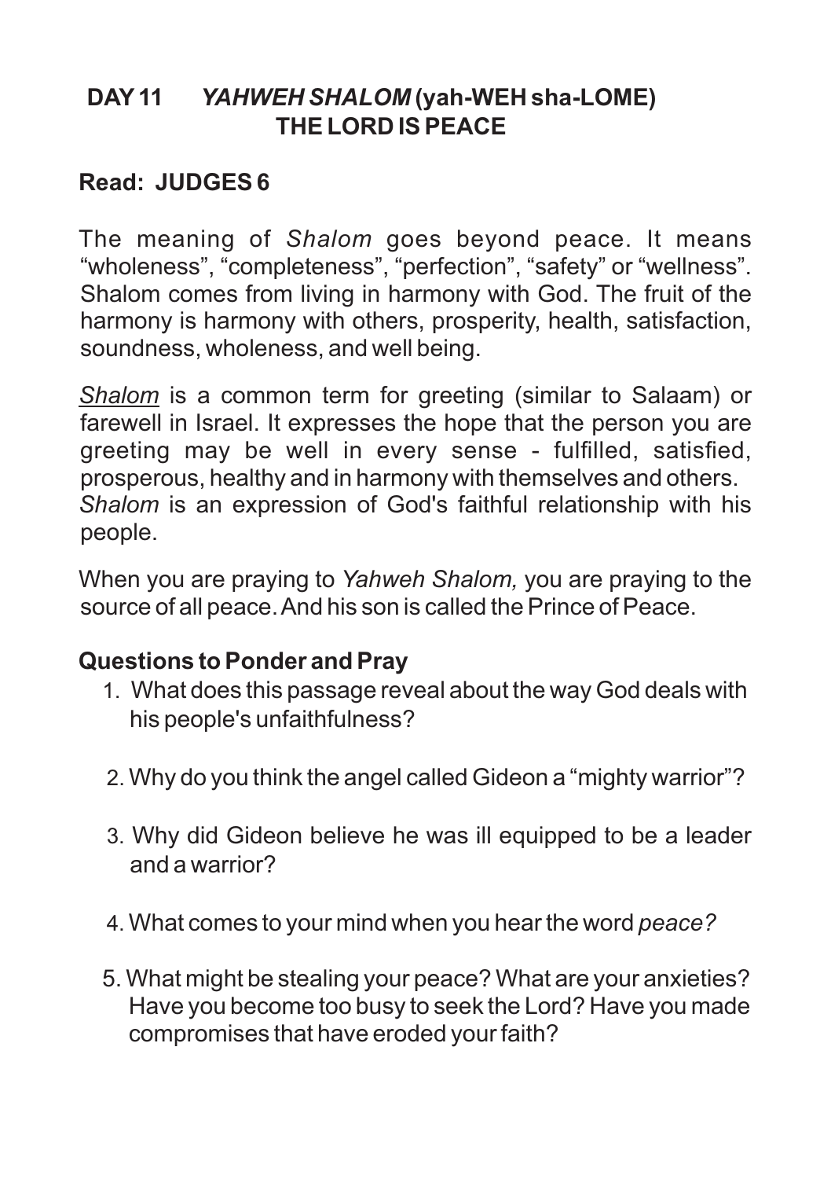## DAY 11 *YAHWEH SHALOM* (yah-WEH sha-LOME) THE LORD IS PEACE

**Read: JUDGES 6**

The meaning of *Shalom* goes beyond peace. It means "wholeness", "completeness", "perfection", "safety" or "wellness". Shalom comes from living in harmony with God. The fruit of the harmony is harmony with others, prosperity, health, satisfaction, soundness, wholeness, and well being.

*Shalom* is a common term for greeting (similar to Salaam) or farewell in Israel. It expresses the hope that the person you are greeting may be well in every sense - fulfilled, satisfied, prosperous, healthy and in harmony with themselves and others. *Shalom* is an expression of God's faithful relationship with his people.

When you are praying to *Yahweh Shalom,* you are praying to the source of all peace. And his son is called the Prince of Peace.

**Questions to Ponder and Pray**

1. What does this passage reveal about the way God deals with his people's unfaithfulness?
2. Why do you think the angel called Gideon a "mighty warrior"?
3. Why did Gideon believe he was ill equipped to be a leader and a warrior?
4. What comes to your mind when you hear the word *peace?*
5. What might be stealing your peace? What are your anxieties? Have you become too busy to seek the Lord? Have you made compromises that have eroded your faith?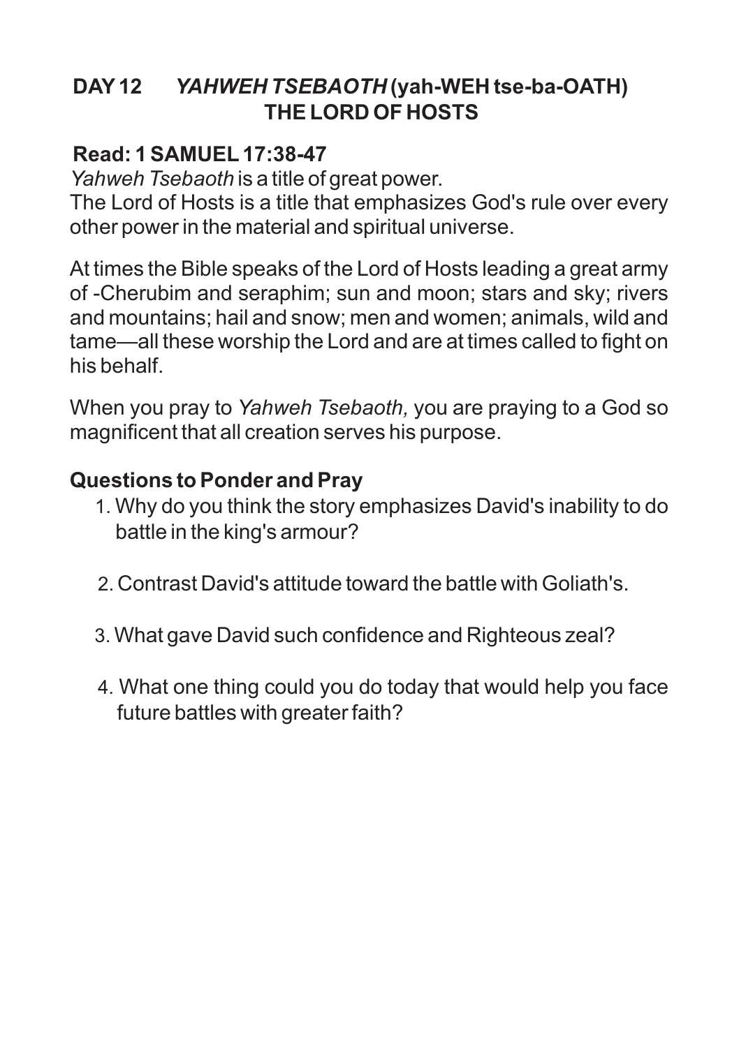## DAY 12 *YAHWEH TSEBAOTH* (yah-WEH tse-ba-OATH) THE LORD OF HOSTS

**Read: 1 SAMUEL 17:38-47**

*Yahweh Tsebaoth* is a title of great power.
The Lord of Hosts is a title that emphasizes God's rule over every other power in the material and spiritual universe.

At times the Bible speaks of the Lord of Hosts leading a great army of -Cherubim and seraphim; sun and moon; stars and sky; rivers and mountains; hail and snow; men and women; animals, wild and tame—all these worship the Lord and are at times called to fight on his behalf.

When you pray to *Yahweh Tsebaoth,* you are praying to a God so magnificent that all creation serves his purpose.

### Questions to Ponder and Pray

1. Why do you think the story emphasizes David's inability to do battle in the king's armour?
2. Contrast David's attitude toward the battle with Goliath's.
3. What gave David such confidence and Righteous zeal?
4. What one thing could you do today that would help you face future battles with greater faith?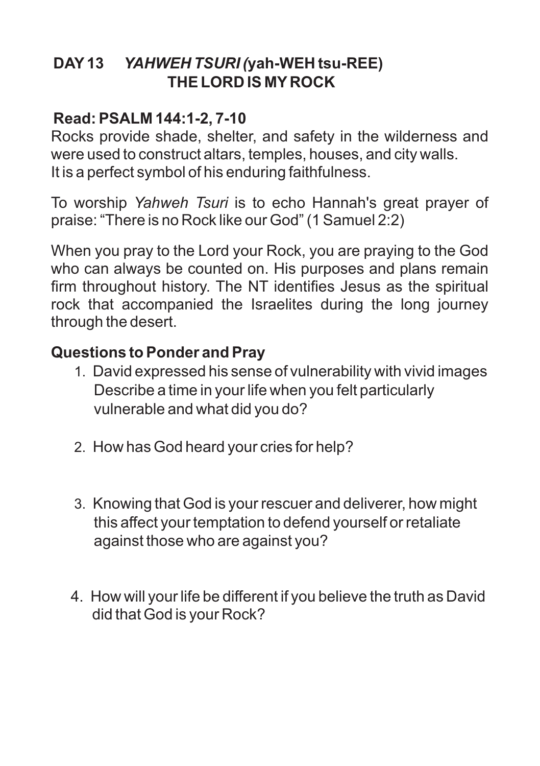## DAY 13 *YAHWEH TSURI (*yah-WEH tsu-REE)
## THE LORD IS MY ROCK

**Read: PSALM 144:1-2, 7-10**

Rocks provide shade, shelter, and safety in the wilderness and were used to construct altars, temples, houses, and city walls. It is a perfect symbol of his enduring faithfulness.

To worship *Yahweh Tsuri* is to echo Hannah's great prayer of praise: "There is no Rock like our God" (1 Samuel 2:2)

When you pray to the Lord your Rock, you are praying to the God who can always be counted on. His purposes and plans remain firm throughout history. The NT identifies Jesus as the spiritual rock that accompanied the Israelites during the long journey through the desert.

### Questions to Ponder and Pray

1. David expressed his sense of vulnerability with vivid images Describe a time in your life when you felt particularly vulnerable and what did you do?

2. How has God heard your cries for help?

3. Knowing that God is your rescuer and deliverer, how might this affect your temptation to defend yourself or retaliate against those who are against you?

4. How will your life be different if you believe the truth as David did that God is your Rock?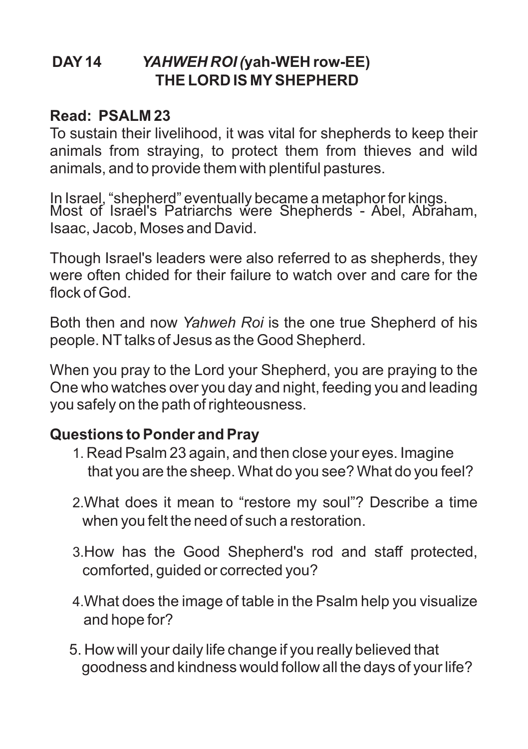## DAY 14 *YAHWEH ROI (*yah-WEH row-EE) THE LORD IS MY SHEPHERD

**Read: PSALM 23**

To sustain their livelihood, it was vital for shepherds to keep their animals from straying, to protect them from thieves and wild animals, and to provide them with plentiful pastures.

In Israel, "shepherd" eventually became a metaphor for kings. Most of Israel's Patriarchs were Shepherds - Abel, Abraham, Isaac, Jacob, Moses and David.

Though Israel's leaders were also referred to as shepherds, they were often chided for their failure to watch over and care for the flock of God.

Both then and now *Yahweh Roi* is the one true Shepherd of his people. NT talks of Jesus as the Good Shepherd.

When you pray to the Lord your Shepherd, you are praying to the One who watches over you day and night, feeding you and leading you safely on the path of righteousness.

**Questions to Ponder and Pray**

1. Read Psalm 23 again, and then close your eyes. Imagine that you are the sheep. What do you see? What do you feel?
2. What does it mean to "restore my soul"? Describe a time when you felt the need of such a restoration.
3. How has the Good Shepherd's rod and staff protected, comforted, guided or corrected you?
4. What does the image of table in the Psalm help you visualize and hope for?
5. How will your daily life change if you really believed that goodness and kindness would follow all the days of your life?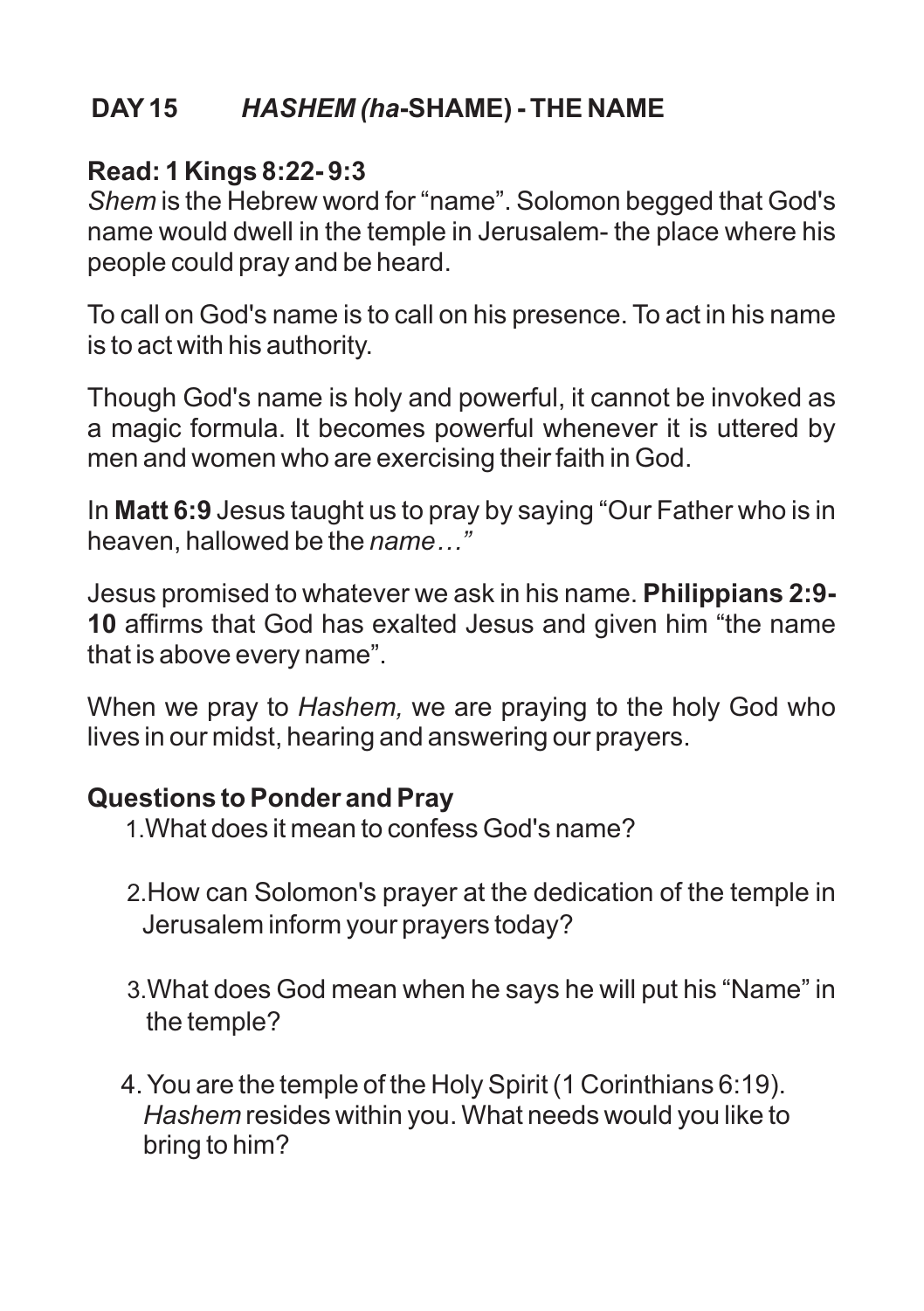## DAY 15 *HASHEM (ha*-SHAME) - THE NAME

**Read: 1 Kings 8:22- 9:3**

*Shem* is the Hebrew word for "name". Solomon begged that God's name would dwell in the temple in Jerusalem- the place where his people could pray and be heard.

To call on God's name is to call on his presence. To act in his name is to act with his authority.

Though God's name is holy and powerful, it cannot be invoked as a magic formula. It becomes powerful whenever it is uttered by men and women who are exercising their faith in God.

In **Matt 6:9** Jesus taught us to pray by saying "Our Father who is in heaven, hallowed be the *name…"*

Jesus promised to whatever we ask in his name. **Philippians 2:9-10** affirms that God has exalted Jesus and given him "the name that is above every name".

When we pray to *Hashem,* we are praying to the holy God who lives in our midst, hearing and answering our prayers.

**Questions to Ponder and Pray**

1. What does it mean to confess God's name?
2. How can Solomon's prayer at the dedication of the temple in Jerusalem inform your prayers today?
3. What does God mean when he says he will put his "Name" in the temple?
4. You are the temple of the Holy Spirit (1 Corinthians 6:19). *Hashem* resides within you. What needs would you like to bring to him?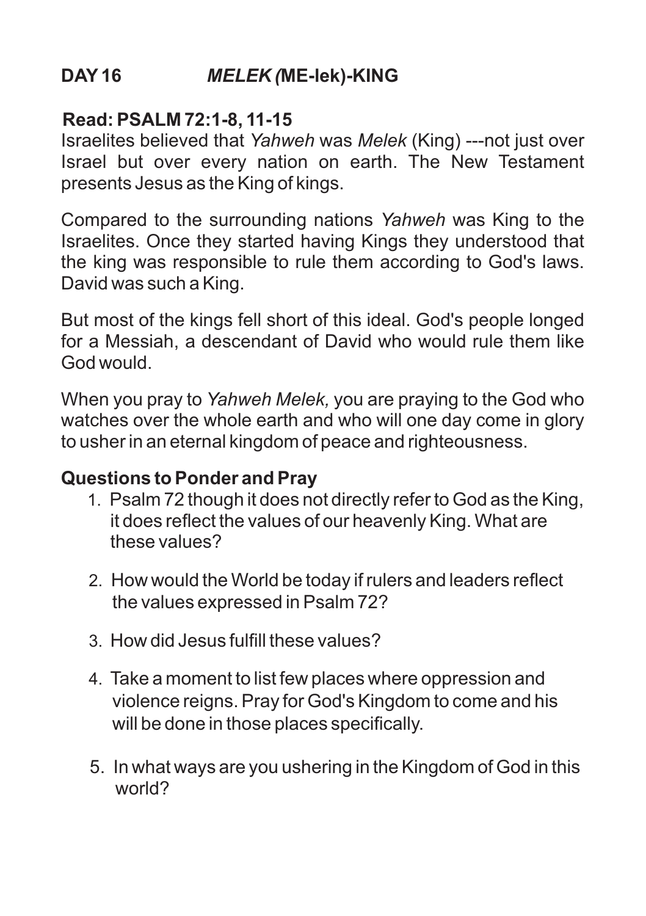## DAY 16 *MELEK (*ME-lek)-KING

**Read: PSALM 72:1-8, 11-15**

Israelites believed that *Yahweh* was *Melek* (King) ---not just over Israel but over every nation on earth. The New Testament presents Jesus as the King of kings.

Compared to the surrounding nations *Yahweh* was King to the Israelites. Once they started having Kings they understood that the king was responsible to rule them according to God's laws. David was such a King.

But most of the kings fell short of this ideal. God's people longed for a Messiah, a descendant of David who would rule them like God would.

When you pray to *Yahweh Melek,* you are praying to the God who watches over the whole earth and who will one day come in glory to usher in an eternal kingdom of peace and righteousness.

**Questions to Ponder and Pray**

1. Psalm 72 though it does not directly refer to God as the King, it does reflect the values of our heavenly King. What are these values?
2. How would the World be today if rulers and leaders reflect the values expressed in Psalm 72?
3. How did Jesus fulfill these values?
4. Take a moment to list few places where oppression and violence reigns. Pray for God's Kingdom to come and his will be done in those places specifically.
5. In what ways are you ushering in the Kingdom of God in this world?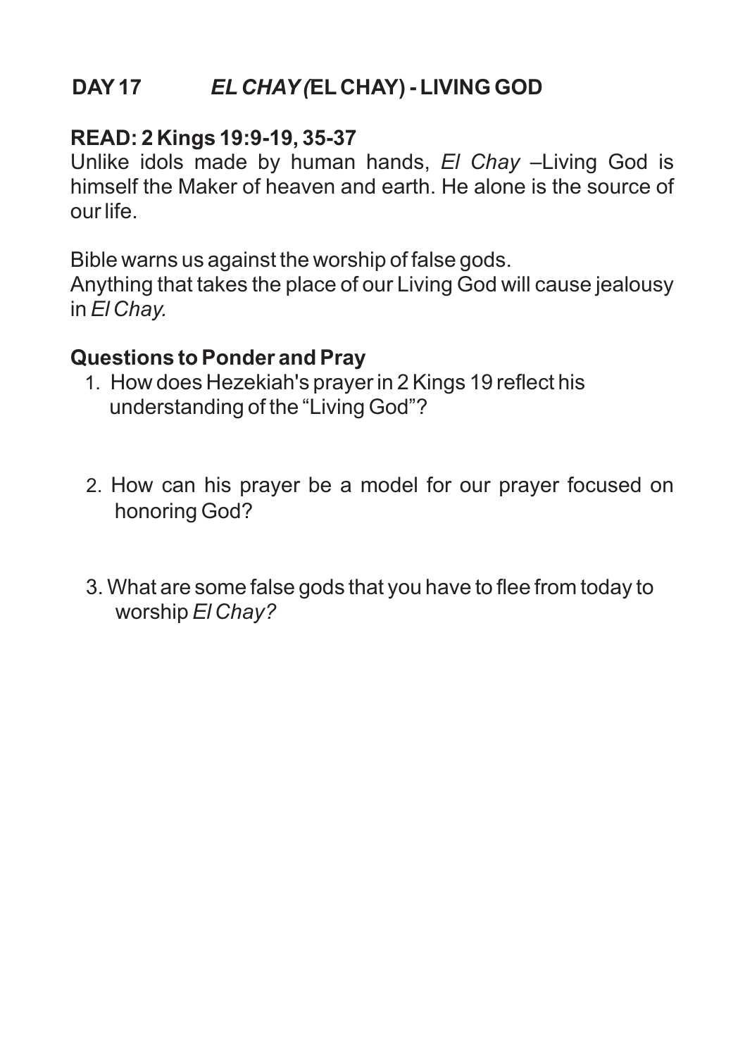## DAY 17 *EL CHAY (*EL CHAY) - LIVING GOD

**READ: 2 Kings 19:9-19, 35-37**

Unlike idols made by human hands, *El Chay* –Living God is himself the Maker of heaven and earth. He alone is the source of our life.

Bible warns us against the worship of false gods.
Anything that takes the place of our Living God will cause jealousy in *El Chay.*

**Questions to Ponder and Pray**

1. How does Hezekiah's prayer in 2 Kings 19 reflect his understanding of the "Living God"?

2. How can his prayer be a model for our prayer focused on honoring God?

3. What are some false gods that you have to flee from today to worship *El Chay?*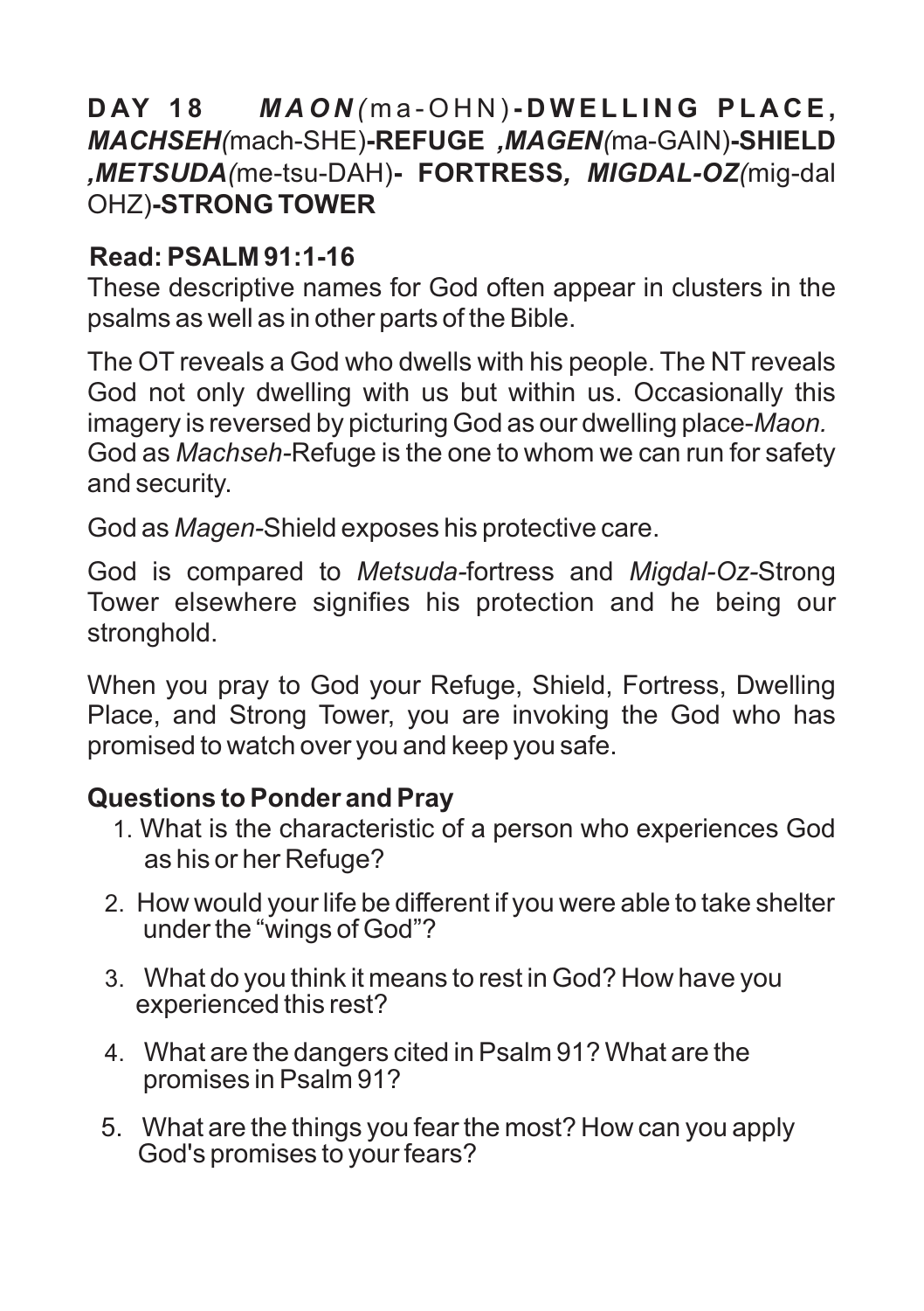# DAY 18 *MAON*(ma-OHN)-DWELLING PLACE, *MACHSEH*(mach-SHE)-REFUGE ,*MAGEN*(ma-GAIN)-SHIELD ,*METSUDA*(me-tsu-DAH)- FORTRESS, *MIGDAL-OZ*(mig-dal OHZ)-STRONG TOWER

**Read: PSALM 91:1-16**

These descriptive names for God often appear in clusters in the psalms as well as in other parts of the Bible.

The OT reveals a God who dwells with his people. The NT reveals God not only dwelling with us but within us. Occasionally this imagery is reversed by picturing God as our dwelling place-*Maon.* God as *Machseh*-Refuge is the one to whom we can run for safety and security.

God as *Magen*-Shield exposes his protective care.

God is compared to *Metsuda*-fortress and *Migdal-Oz*-Strong Tower elsewhere signifies his protection and he being our stronghold.

When you pray to God your Refuge, Shield, Fortress, Dwelling Place, and Strong Tower, you are invoking the God who has promised to watch over you and keep you safe.

**Questions to Ponder and Pray**

1. What is the characteristic of a person who experiences God as his or her Refuge?
2. How would your life be different if you were able to take shelter under the "wings of God"?
3. What do you think it means to rest in God? How have you experienced this rest?
4. What are the dangers cited in Psalm 91? What are the promises in Psalm 91?
5. What are the things you fear the most? How can you apply God's promises to your fears?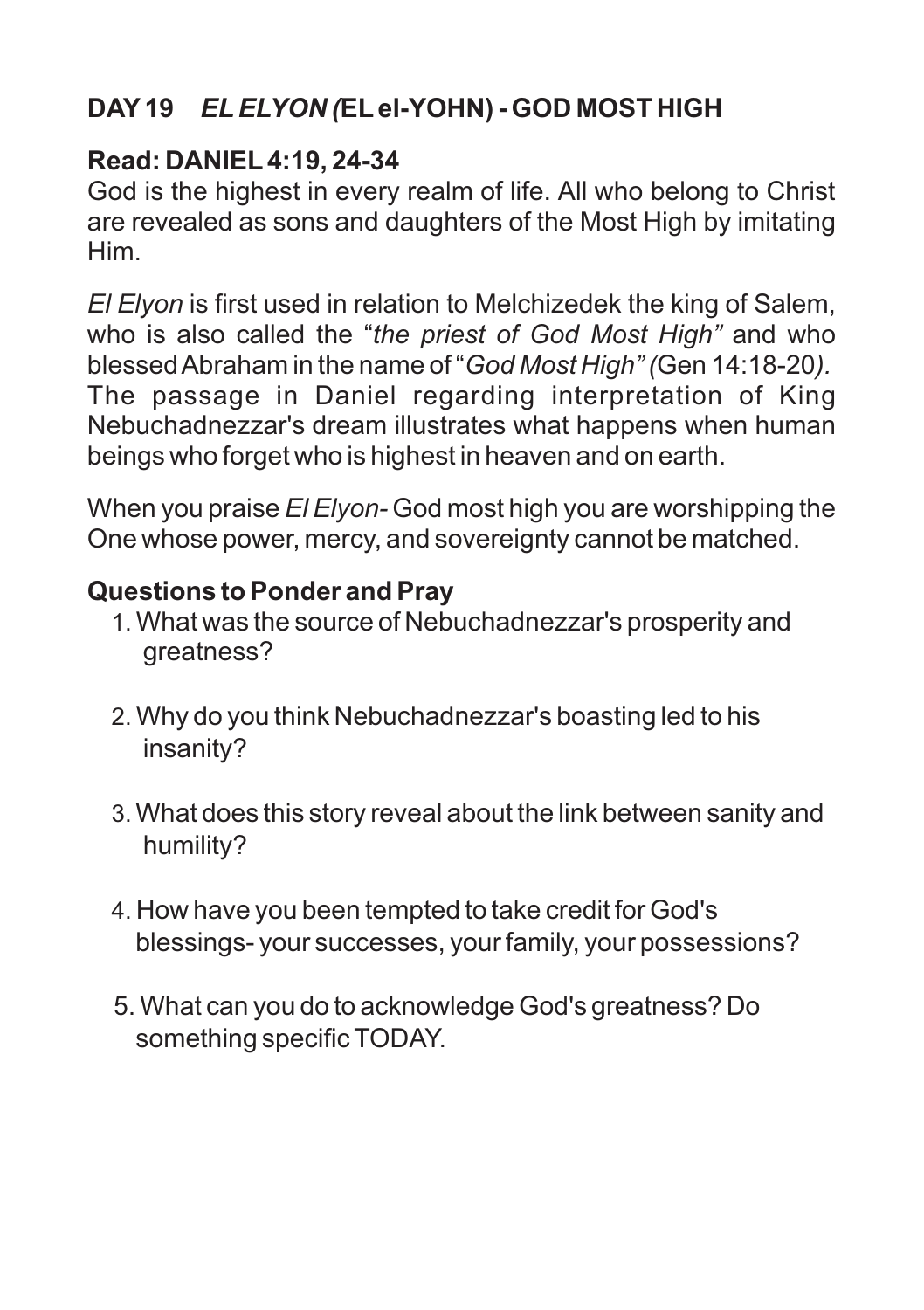## DAY 19 *EL ELYON (*EL el-YOHN) - GOD MOST HIGH

**Read: DANIEL 4:19, 24-34**

God is the highest in every realm of life. All who belong to Christ are revealed as sons and daughters of the Most High by imitating Him.

*El Elyon* is first used in relation to Melchizedek the king of Salem, who is also called the "*the priest of God Most High"* and who blessed Abraham in the name of "*God Most High" (*Gen 14:18-20*).* The passage in Daniel regarding interpretation of King Nebuchadnezzar's dream illustrates what happens when human beings who forget who is highest in heaven and on earth.

When you praise *El Elyon-* God most high you are worshipping the One whose power, mercy, and sovereignty cannot be matched.

**Questions to Ponder and Pray**

1. What was the source of Nebuchadnezzar's prosperity and greatness?
2. Why do you think Nebuchadnezzar's boasting led to his insanity?
3. What does this story reveal about the link between sanity and humility?
4. How have you been tempted to take credit for God's blessings- your successes, your family, your possessions?
5. What can you do to acknowledge God's greatness? Do something specific TODAY.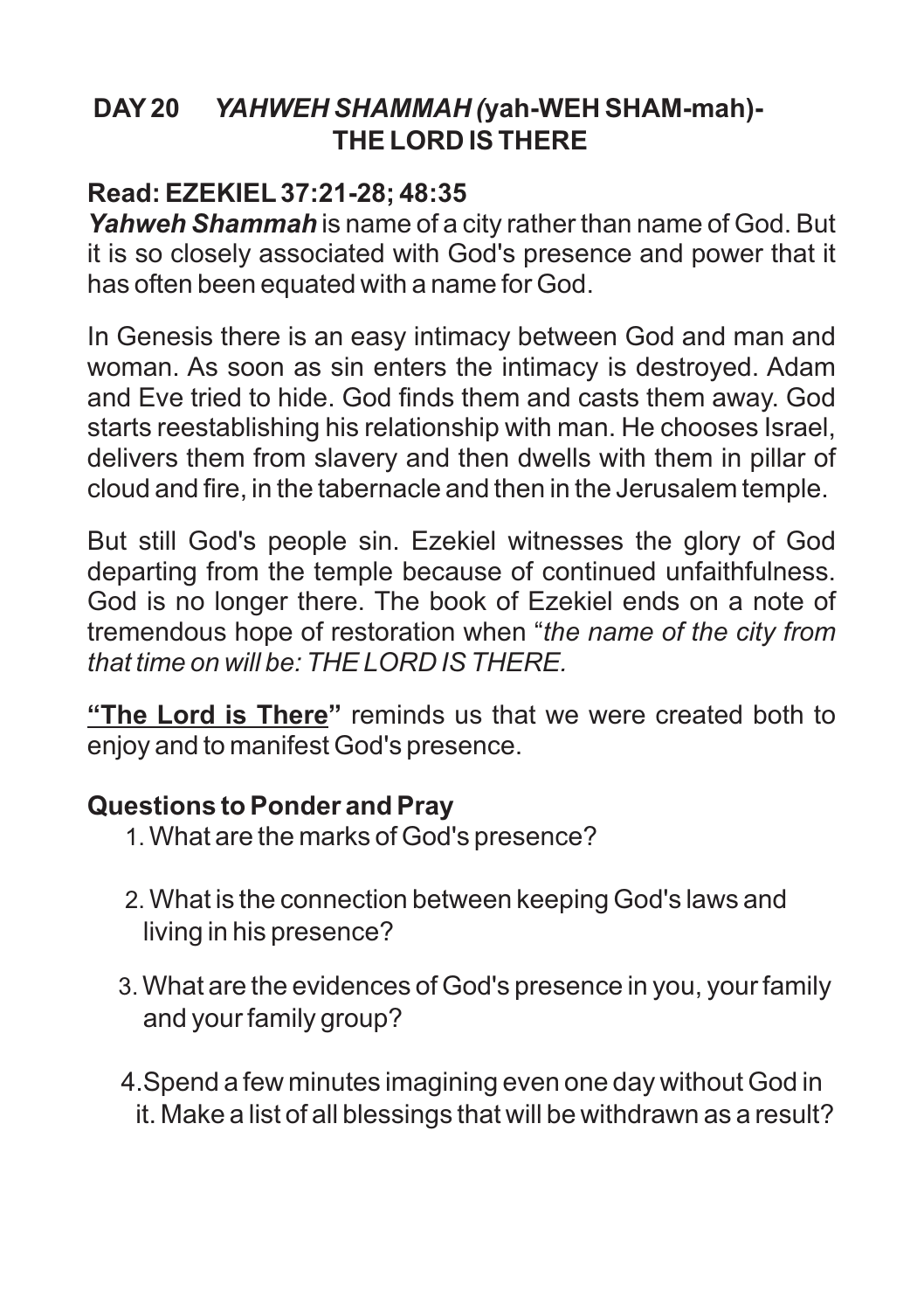## DAY 20 *YAHWEH SHAMMAH (*yah-WEH SHAM-mah)- THE LORD IS THERE

**Read: EZEKIEL 37:21-28; 48:35**

***Yahweh Shammah*** is name of a city rather than name of God. But it is so closely associated with God's presence and power that it has often been equated with a name for God.

In Genesis there is an easy intimacy between God and man and woman. As soon as sin enters the intimacy is destroyed. Adam and Eve tried to hide. God finds them and casts them away. God starts reestablishing his relationship with man. He chooses Israel, delivers them from slavery and then dwells with them in pillar of cloud and fire, in the tabernacle and then in the Jerusalem temple.

But still God's people sin. Ezekiel witnesses the glory of God departing from the temple because of continued unfaithfulness. God is no longer there. The book of Ezekiel ends on a note of tremendous hope of restoration when "*the name of the city from that time on will be: THE LORD IS THERE.*

**"<u>The Lord is There</u>"** reminds us that we were created both to enjoy and to manifest God's presence.

**Questions to Ponder and Pray**

1. What are the marks of God's presence?
2. What is the connection between keeping God's laws and living in his presence?
3. What are the evidences of God's presence in you, your family and your family group?
4. Spend a few minutes imagining even one day without God in it. Make a list of all blessings that will be withdrawn as a result?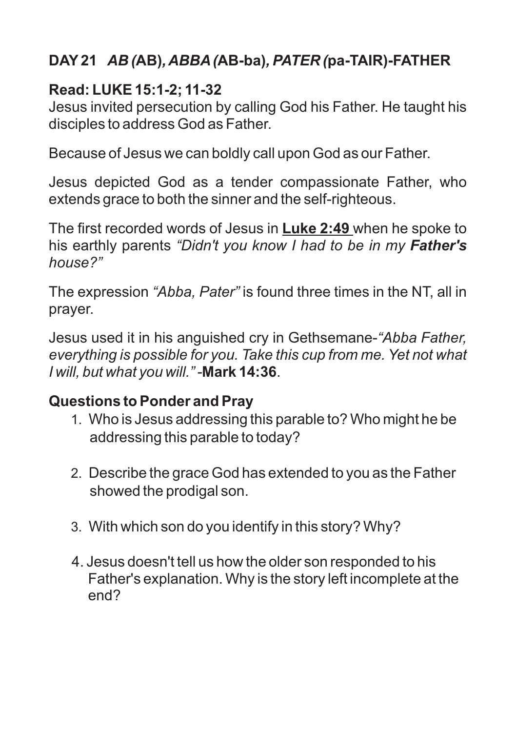## DAY 21 *AB (*AB)*, ABBA (*AB-ba)*, PATER (*pa-TAIR)-FATHER

### Read: LUKE 15:1-2; 11-32

Jesus invited persecution by calling God his Father. He taught his disciples to address God as Father.

Because of Jesus we can boldly call upon God as our Father.

Jesus depicted God as a tender compassionate Father, who extends grace to both the sinner and the self-righteous.

The first recorded words of Jesus in **Luke 2:49** when he spoke to his earthly parents *"Didn't you know I had to be in my **Father's** house?"*

The expression *"Abba, Pater"* is found three times in the NT, all in prayer.

Jesus used it in his anguished cry in Gethsemane-*"Abba Father, everything is possible for you. Take this cup from me. Yet not what I will, but what you will."* -**Mark 14:36**.

### Questions to Ponder and Pray

1. Who is Jesus addressing this parable to? Who might he be addressing this parable to today?

2. Describe the grace God has extended to you as the Father showed the prodigal son.

3. With which son do you identify in this story? Why?

4. Jesus doesn't tell us how the older son responded to his Father's explanation. Why is the story left incomplete at the end?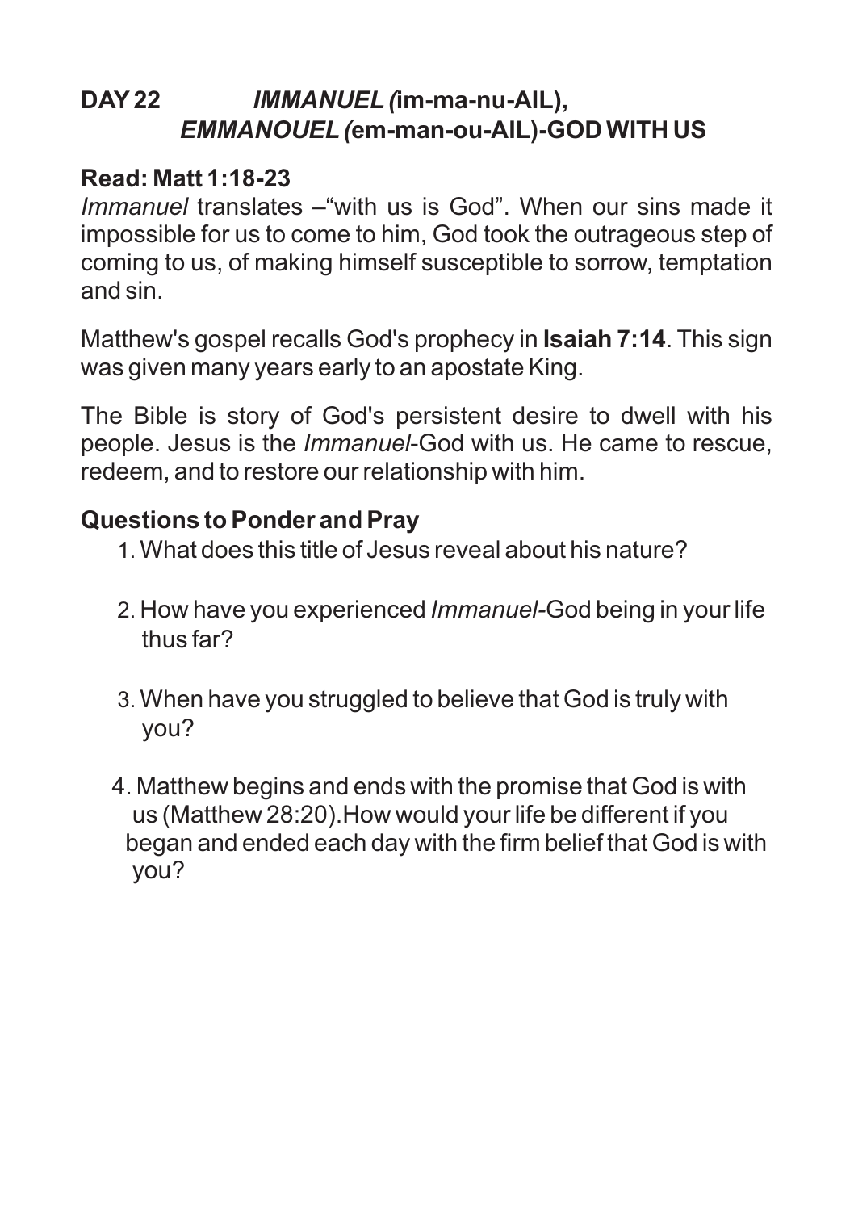## DAY 22 *IMMANUEL (*im-ma-nu-AIL), *EMMANOUEL (*em-man-ou-AIL)-GOD WITH US

**Read: Matt 1:18-23**

*Immanuel* translates –"with us is God". When our sins made it impossible for us to come to him, God took the outrageous step of coming to us, of making himself susceptible to sorrow, temptation and sin.

Matthew's gospel recalls God's prophecy in **Isaiah 7:14**. This sign was given many years early to an apostate King.

The Bible is story of God's persistent desire to dwell with his people. Jesus is the *Immanuel*-God with us. He came to rescue, redeem, and to restore our relationship with him.

**Questions to Ponder and Pray**

1. What does this title of Jesus reveal about his nature?
2. How have you experienced *Immanuel*-God being in your life thus far?
3. When have you struggled to believe that God is truly with you?
4. Matthew begins and ends with the promise that God is with us (Matthew 28:20).How would your life be different if you began and ended each day with the firm belief that God is with you?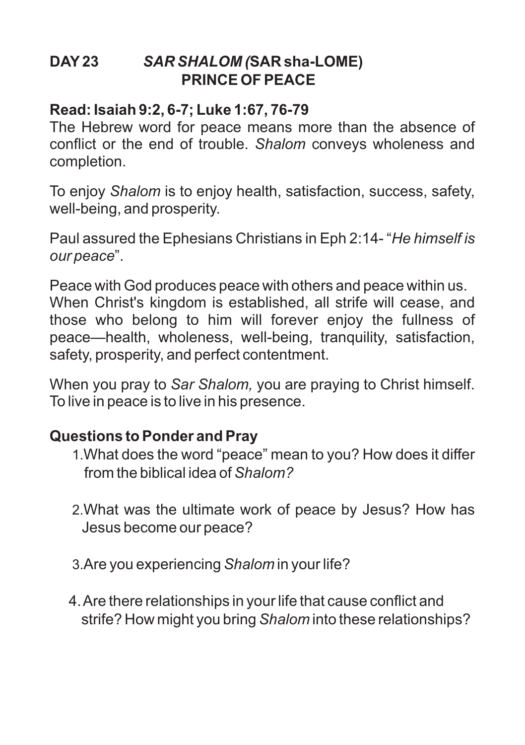## DAY 23 *SAR SHALOM (*SAR sha-LOME) PRINCE OF PEACE

**Read: Isaiah 9:2, 6-7; Luke 1:67, 76-79**

The Hebrew word for peace means more than the absence of conflict or the end of trouble. *Shalom* conveys wholeness and completion.

To enjoy *Shalom* is to enjoy health, satisfaction, success, safety, well-being, and prosperity.

Paul assured the Ephesians Christians in Eph 2:14- "*He himself is our peace*".

Peace with God produces peace with others and peace within us. When Christ's kingdom is established, all strife will cease, and those who belong to him will forever enjoy the fullness of peace—health, wholeness, well-being, tranquility, satisfaction, safety, prosperity, and perfect contentment.

When you pray to *Sar Shalom,* you are praying to Christ himself. To live in peace is to live in his presence.

**Questions to Ponder and Pray**

1. What does the word "peace" mean to you? How does it differ from the biblical idea of *Shalom?*
2. What was the ultimate work of peace by Jesus? How has Jesus become our peace?
3. Are you experiencing *Shalom* in your life?
4. Are there relationships in your life that cause conflict and strife? How might you bring *Shalom* into these relationships?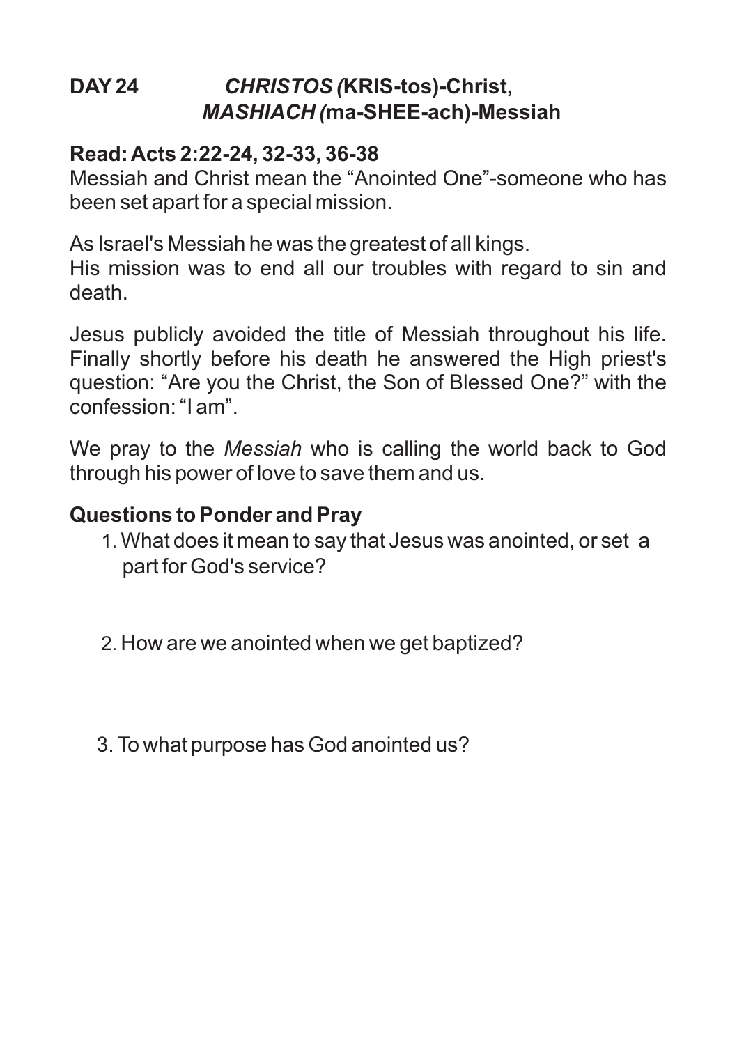## DAY 24 *CHRISTOS (*KRIS-tos)-Christ, *MASHIACH (*ma-SHEE-ach)-Messiah

**Read: Acts 2:22-24, 32-33, 36-38**

Messiah and Christ mean the "Anointed One"-someone who has been set apart for a special mission.

As Israel's Messiah he was the greatest of all kings.
His mission was to end all our troubles with regard to sin and death.

Jesus publicly avoided the title of Messiah throughout his life. Finally shortly before his death he answered the High priest's question: "Are you the Christ, the Son of Blessed One?" with the confession: "I am".

We pray to the *Messiah* who is calling the world back to God through his power of love to save them and us.

### Questions to Ponder and Pray

1. What does it mean to say that Jesus was anointed, or set a part for God's service?

2. How are we anointed when we get baptized?

3. To what purpose has God anointed us?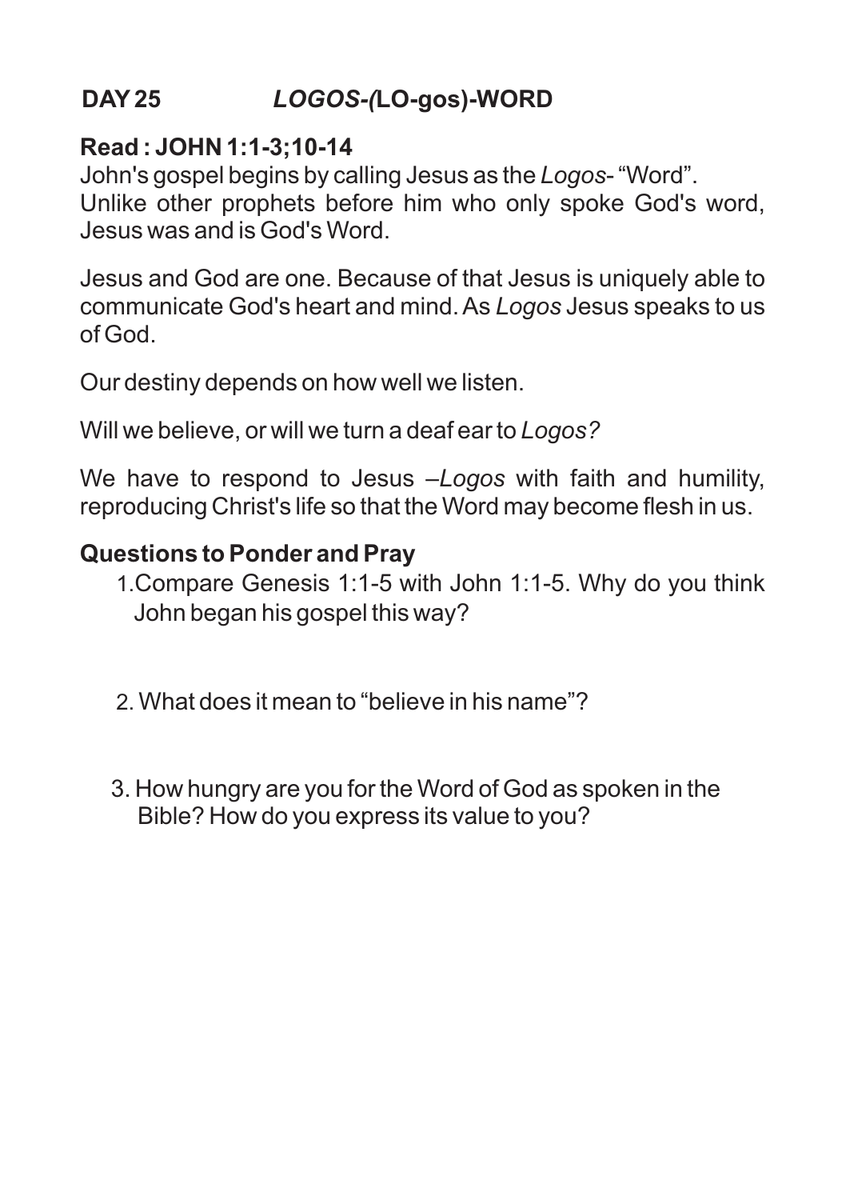## DAY 25 *LOGOS-(*LO-gos)-WORD

**Read : JOHN 1:1-3;10-14**

John's gospel begins by calling Jesus as the *Logos*- "Word". Unlike other prophets before him who only spoke God's word, Jesus was and is God's Word.

Jesus and God are one. Because of that Jesus is uniquely able to communicate God's heart and mind. As *Logos* Jesus speaks to us of God.

Our destiny depends on how well we listen.

Will we believe, or will we turn a deaf ear to *Logos?*

We have to respond to Jesus –*Logos* with faith and humility, reproducing Christ's life so that the Word may become flesh in us.

**Questions to Ponder and Pray**

1. Compare Genesis 1:1-5 with John 1:1-5. Why do you think John began his gospel this way?

2. What does it mean to "believe in his name"?

3. How hungry are you for the Word of God as spoken in the Bible? How do you express its value to you?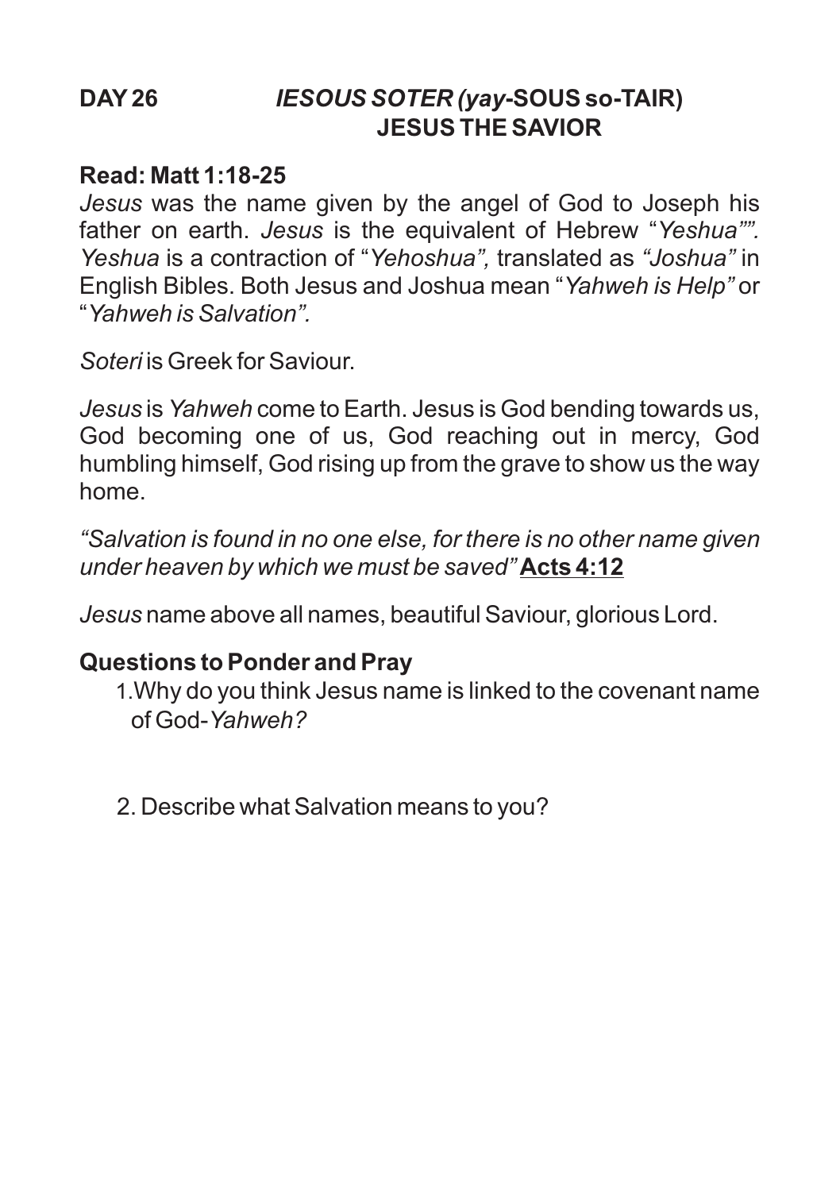## DAY 26 *IESOUS SOTER (yay*-SOUS so-TAIR) JESUS THE SAVIOR

**Read: Matt 1:18-25**

*Jesus* was the name given by the angel of God to Joseph his father on earth. *Jesus* is the equivalent of Hebrew "*Yeshua"". Yeshua* is a contraction of "*Yehoshua",* translated as *"Joshua"* in English Bibles. Both Jesus and Joshua mean "*Yahweh is Help"* or "*Yahweh is Salvation".*

*Soteri* is Greek for Saviour.

*Jesus* is *Yahweh* come to Earth. Jesus is God bending towards us, God becoming one of us, God reaching out in mercy, God humbling himself, God rising up from the grave to show us the way home.

*"Salvation is found in no one else, for there is no other name given under heaven by which we must be saved"* **Acts 4:12**

*Jesus* name above all names, beautiful Saviour, glorious Lord.

**Questions to Ponder and Pray**

1. Why do you think Jesus name is linked to the covenant name of God-*Yahweh?*

2. Describe what Salvation means to you?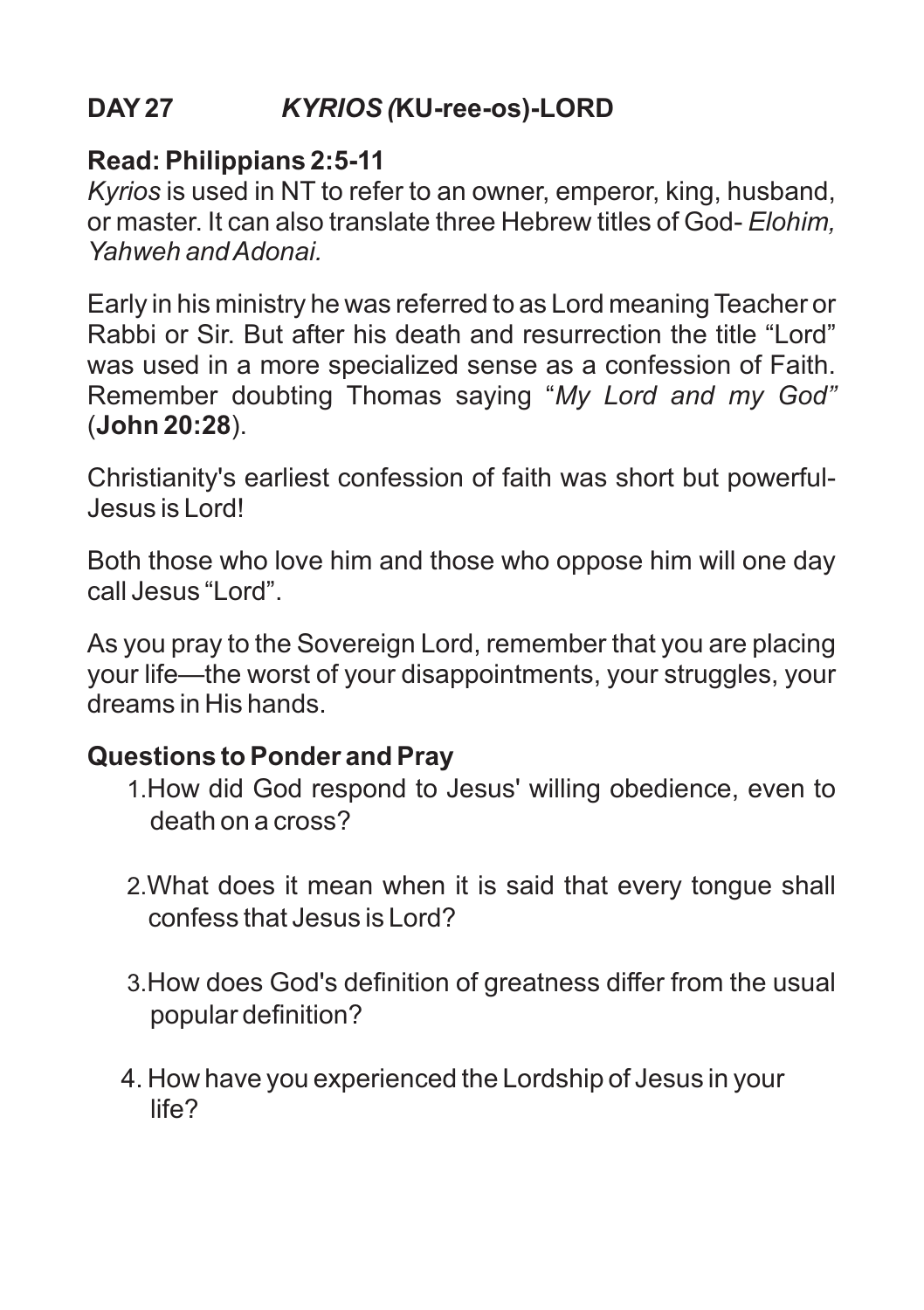## DAY 27 *KYRIOS (*KU-ree-os)-LORD

**Read: Philippians 2:5-11**

*Kyrios* is used in NT to refer to an owner, emperor, king, husband, or master. It can also translate three Hebrew titles of God- *Elohim, Yahweh and Adonai.*

Early in his ministry he was referred to as Lord meaning Teacher or Rabbi or Sir. But after his death and resurrection the title "Lord" was used in a more specialized sense as a confession of Faith. Remember doubting Thomas saying "*My Lord and my God"* (**John 20:28**).

Christianity's earliest confession of faith was short but powerful- Jesus is Lord!

Both those who love him and those who oppose him will one day call Jesus "Lord".

As you pray to the Sovereign Lord, remember that you are placing your life—the worst of your disappointments, your struggles, your dreams in His hands.

**Questions to Ponder and Pray**

1. How did God respond to Jesus' willing obedience, even to death on a cross?
2. What does it mean when it is said that every tongue shall confess that Jesus is Lord?
3. How does God's definition of greatness differ from the usual popular definition?
4. How have you experienced the Lordship of Jesus in your life?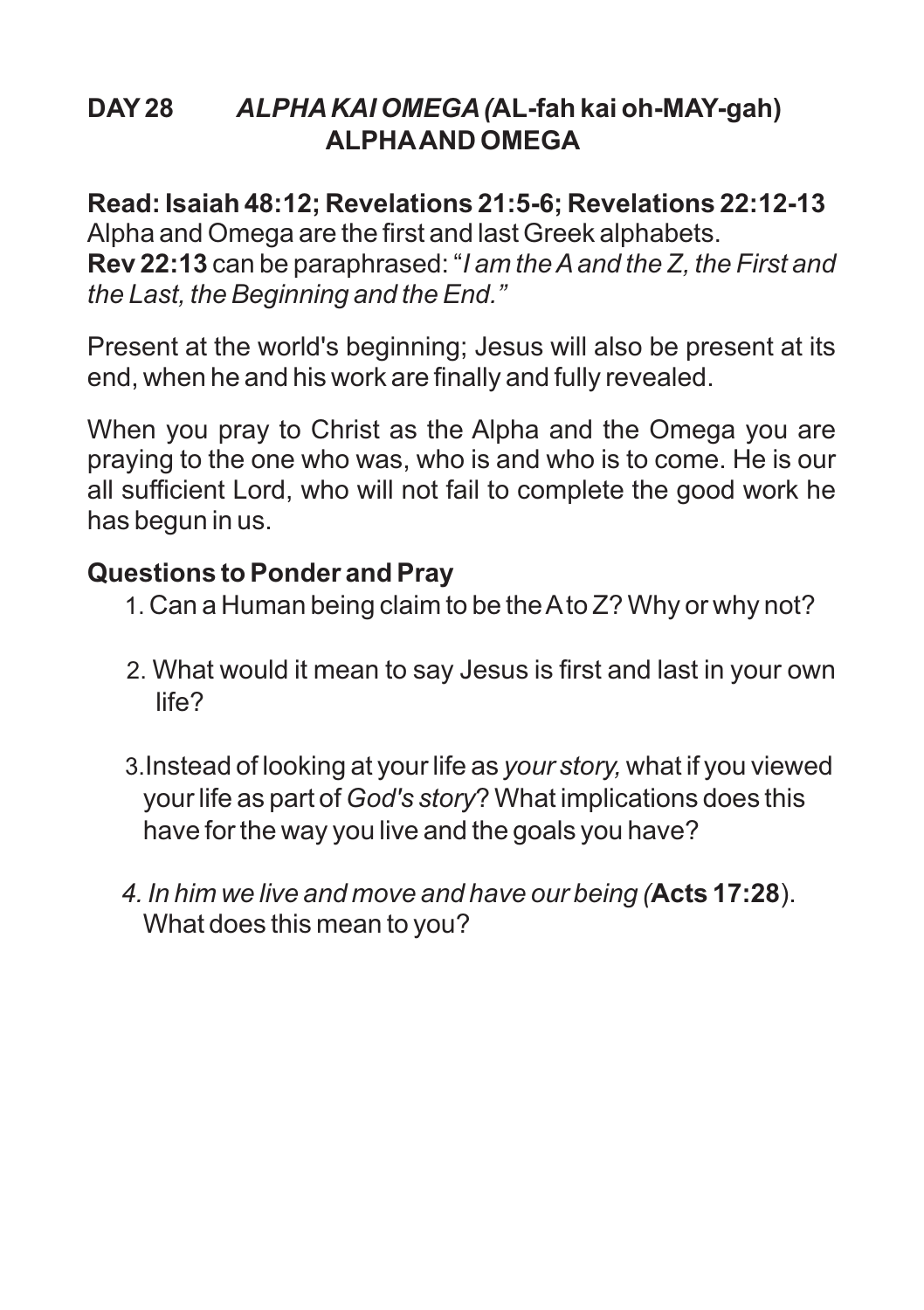## DAY 28 *ALPHA KAI OMEGA (*AL-fah kai oh-MAY-gah) ALPHA AND OMEGA

**Read: Isaiah 48:12; Revelations 21:5-6; Revelations 22:12-13**
Alpha and Omega are the first and last Greek alphabets.
**Rev 22:13** can be paraphrased: "*I am the A and the Z, the First and the Last, the Beginning and the End."*

Present at the world's beginning; Jesus will also be present at its end, when he and his work are finally and fully revealed.

When you pray to Christ as the Alpha and the Omega you are praying to the one who was, who is and who is to come. He is our all sufficient Lord, who will not fail to complete the good work he has begun in us.

### Questions to Ponder and Pray

1. Can a Human being claim to be the A to Z? Why or why not?

2. What would it mean to say Jesus is first and last in your own life?

3. Instead of looking at your life as *your story,* what if you viewed your life as part of *God's story*? What implications does this have for the way you live and the goals you have?

4. *In him we live and move and have our being (***Acts 17:28**). What does this mean to you?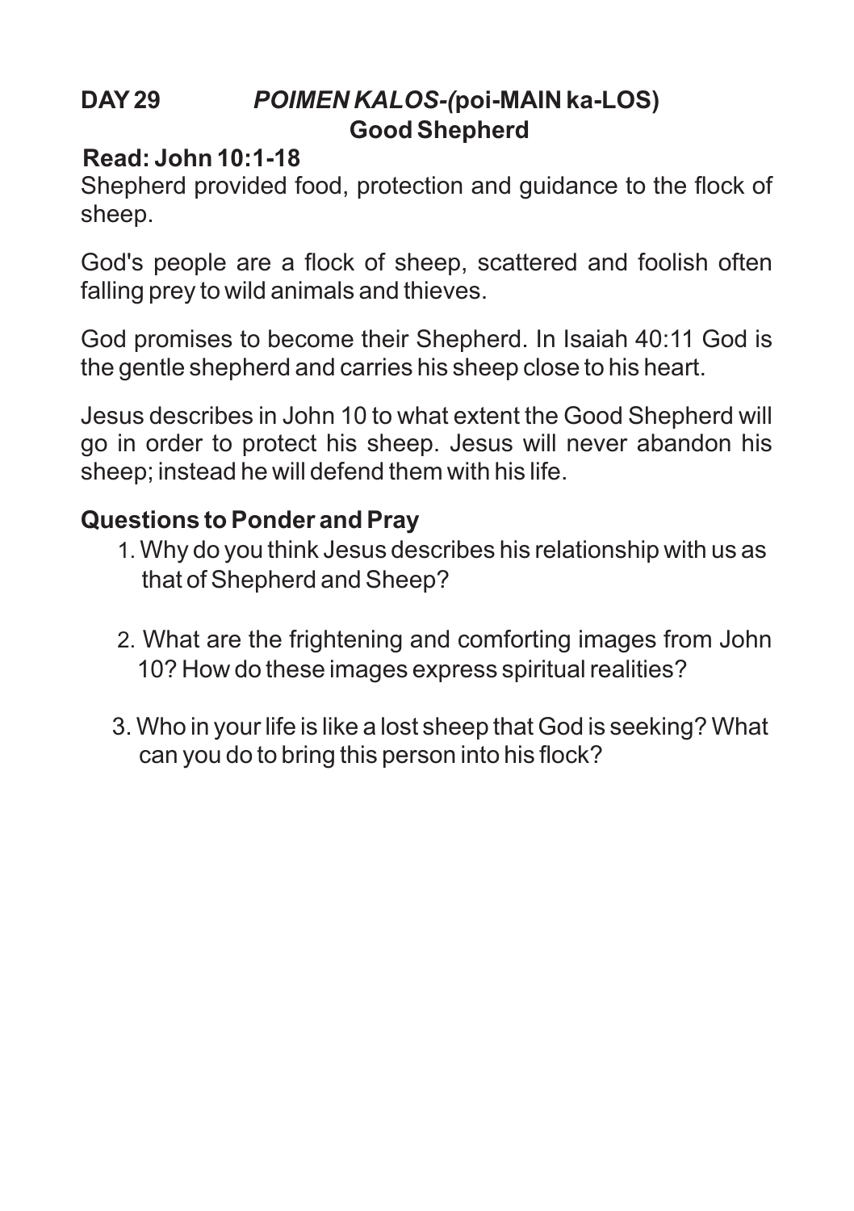## DAY 29 *POIMEN KALOS-(*poi-MAIN ka-LOS) Good Shepherd

**Read: John 10:1-18**

Shepherd provided food, protection and guidance to the flock of sheep.

God's people are a flock of sheep, scattered and foolish often falling prey to wild animals and thieves.

God promises to become their Shepherd. In Isaiah 40:11 God is the gentle shepherd and carries his sheep close to his heart.

Jesus describes in John 10 to what extent the Good Shepherd will go in order to protect his sheep. Jesus will never abandon his sheep; instead he will defend them with his life.

### Questions to Ponder and Pray

1. Why do you think Jesus describes his relationship with us as that of Shepherd and Sheep?
2. What are the frightening and comforting images from John 10? How do these images express spiritual realities?
3. Who in your life is like a lost sheep that God is seeking? What can you do to bring this person into his flock?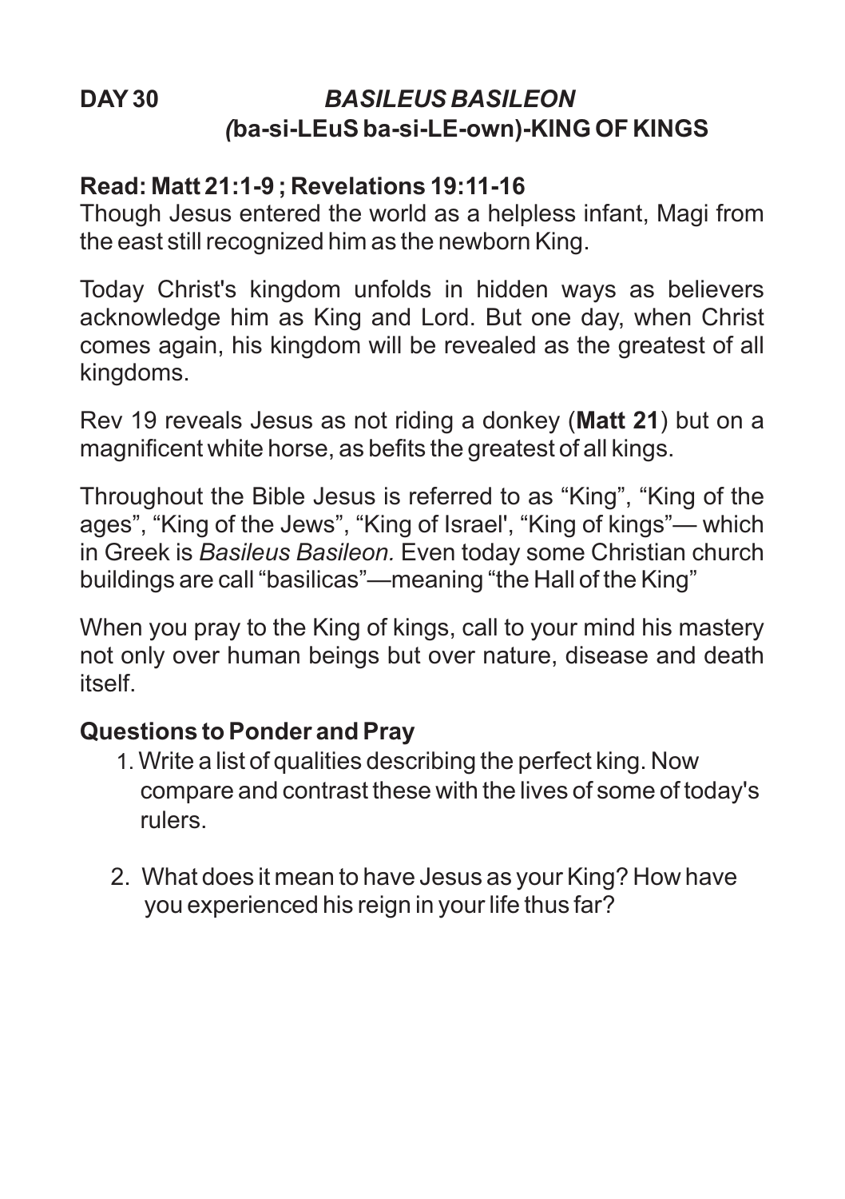**DAY 30** ***BASILEUS BASILEON***
***(*****ba-si-LEuS ba-si-LE-own)-KING OF KINGS**

**Read: Matt 21:1-9 ; Revelations 19:11-16**

Though Jesus entered the world as a helpless infant, Magi from the east still recognized him as the newborn King.

Today Christ's kingdom unfolds in hidden ways as believers acknowledge him as King and Lord. But one day, when Christ comes again, his kingdom will be revealed as the greatest of all kingdoms.

Rev 19 reveals Jesus as not riding a donkey (**Matt 21**) but on a magnificent white horse, as befits the greatest of all kings.

Throughout the Bible Jesus is referred to as "King", "King of the ages", "King of the Jews", "King of Israel', "King of kings"— which in Greek is *Basileus Basileon.* Even today some Christian church buildings are call "basilicas"—meaning "the Hall of the King"

When you pray to the King of kings, call to your mind his mastery not only over human beings but over nature, disease and death itself.

**Questions to Ponder and Pray**

1. Write a list of qualities describing the perfect king. Now compare and contrast these with the lives of some of today's rulers.
2. What does it mean to have Jesus as your King? How have you experienced his reign in your life thus far?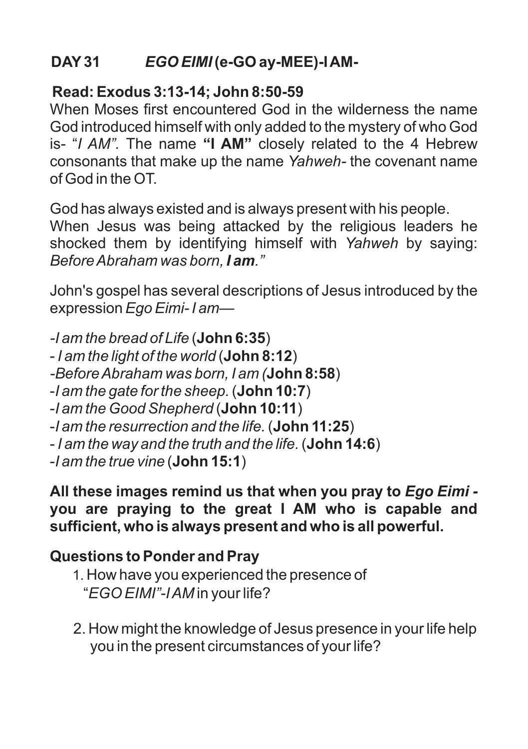## DAY 31 *EGO EIMI* (e-GO ay-MEE)-I AM-

**Read: Exodus 3:13-14; John 8:50-59**

When Moses first encountered God in the wilderness the name God introduced himself with only added to the mystery of who God is- "*I AM".* The name **"I AM"** closely related to the 4 Hebrew consonants that make up the name *Yahweh-* the covenant name of God in the OT.

God has always existed and is always present with his people.
When Jesus was being attacked by the religious leaders he shocked them by identifying himself with *Yahweh* by saying: *Before Abraham was born, **I am**."*

John's gospel has several descriptions of Jesus introduced by the expression *Ego Eimi- I am*—

-*I am the bread of Life* (**John 6:35**)
- *I am the light of the world* (**John 8:12**)
-*Before Abraham was born, I am (***John 8:58**)
-*I am the gate for the sheep.* (**John 10:7**)
-*I am the Good Shepherd* (**John 10:11**)
-*I am the resurrection and the life.* (**John 11:25**)
- *I am the way and the truth and the life.* (**John 14:6**)
-*I am the true vine* (**John 15:1**)

**All these images remind us that when you pray to *Ego Eimi -* you are praying to the great I AM who is capable and sufficient, who is always present and who is all powerful.**

**Questions to Ponder and Pray**

1. How have you experienced the presence of "*EGO EIMI"-I AM* in your life?

2. How might the knowledge of Jesus presence in your life help you in the present circumstances of your life?